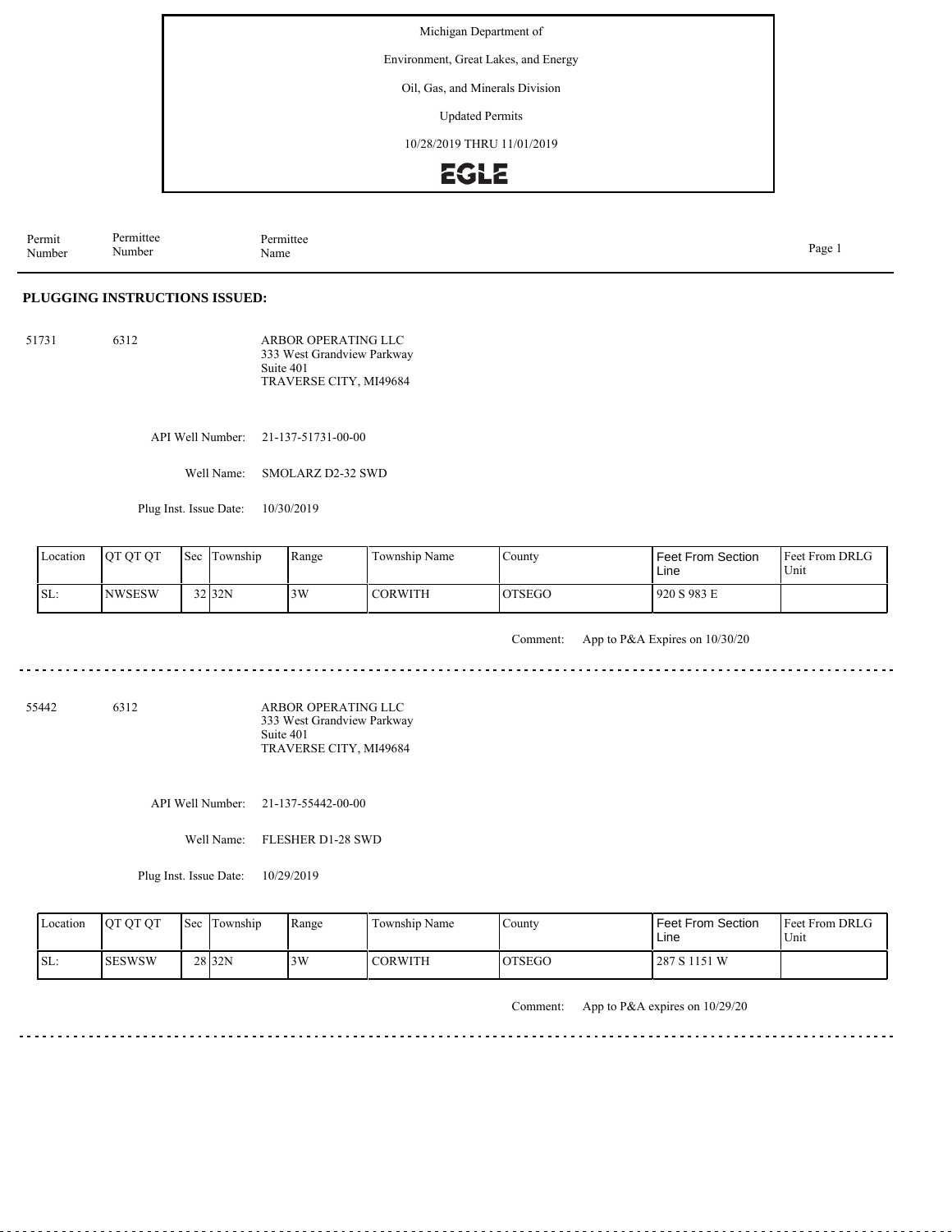Michigan Department of

Environment, Great Lakes, and Energy

Oil, Gas, and Minerals Division

Updated Permits

10/28/2019 THRU 11/01/2019

EGLE

| Permit Number | Permittee Number | Permittee Name |
|---|---|---|

## PLUGGING INSTRUCTIONS ISSUED:

51731 6312 ARBOR OPERATING LLC
333 West Grandview Parkway
Suite 401
TRAVERSE CITY, MI49684

API Well Number: 21-137-51731-00-00

Well Name: SMOLARZ D2-32 SWD

Plug Inst. Issue Date: 10/30/2019

| Location | QT QT QT | Sec | Township | Range | Township Name | County | Feet From Section Line | Feet From DRLG Unit |
|---|---|---|---|---|---|---|---|---|
| SL: | NWSESW | 32 | 32N | 3W | CORWITH | OTSEGO | 920 S 983 E | |

Comment: App to P&A Expires on 10/30/20

---

55442 6312 ARBOR OPERATING LLC
333 West Grandview Parkway
Suite 401
TRAVERSE CITY, MI49684

API Well Number: 21-137-55442-00-00

Well Name: FLESHER D1-28 SWD

Plug Inst. Issue Date: 10/29/2019

| Location | QT QT QT | Sec | Township | Range | Township Name | County | Feet From Section Line | Feet From DRLG Unit |
|---|---|---|---|---|---|---|---|---|
| SL: | SESWSW | 28 | 32N | 3W | CORWITH | OTSEGO | 287 S 1151 W | |

Comment: App to P&A expires on 10/29/20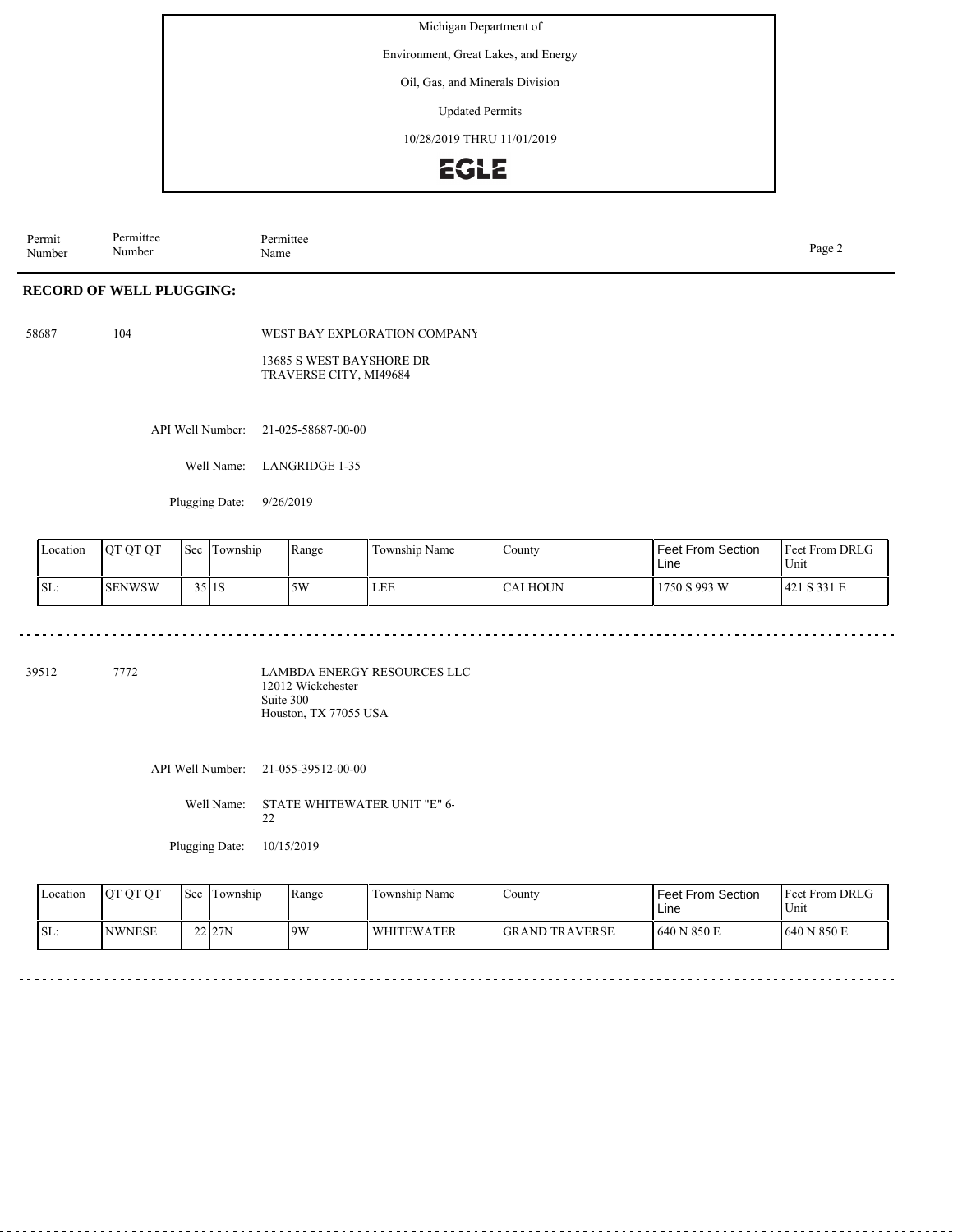Michigan Department of

Environment, Great Lakes, and Energy

Oil, Gas, and Minerals Division

Updated Permits

10/28/2019 THRU 11/01/2019

EGLE

| Permit Number | Permittee Number | Permittee Name |
|---|---|---|

## RECORD OF WELL PLUGGING:

58687 104 WEST BAY EXPLORATION COMPANY

13685 S WEST BAYSHORE DR
TRAVERSE CITY, MI49684

API Well Number: 21-025-58687-00-00

Well Name: LANGRIDGE 1-35

Plugging Date: 9/26/2019

| Location | QT QT QT | Sec | Township | Range | Township Name | County | Feet From Section Line | Feet From DRLG Unit |
|---|---|---|---|---|---|---|---|---|
| SL: | SENWSW | 35 | 1S | 5W | LEE | CALHOUN | 1750 S 993 W | 421 S 331 E |

---

39512 7772 LAMBDA ENERGY RESOURCES LLC
12012 Wickchester
Suite 300
Houston, TX 77055 USA

API Well Number: 21-055-39512-00-00

Well Name: STATE WHITEWATER UNIT "E" 6-22

Plugging Date: 10/15/2019

| Location | QT QT QT | Sec | Township | Range | Township Name | County | Feet From Section Line | Feet From DRLG Unit |
|---|---|---|---|---|---|---|---|---|
| SL: | NWNESE | 22 | 27N | 9W | WHITEWATER | GRAND TRAVERSE | 640 N 850 E | 640 N 850 E |

---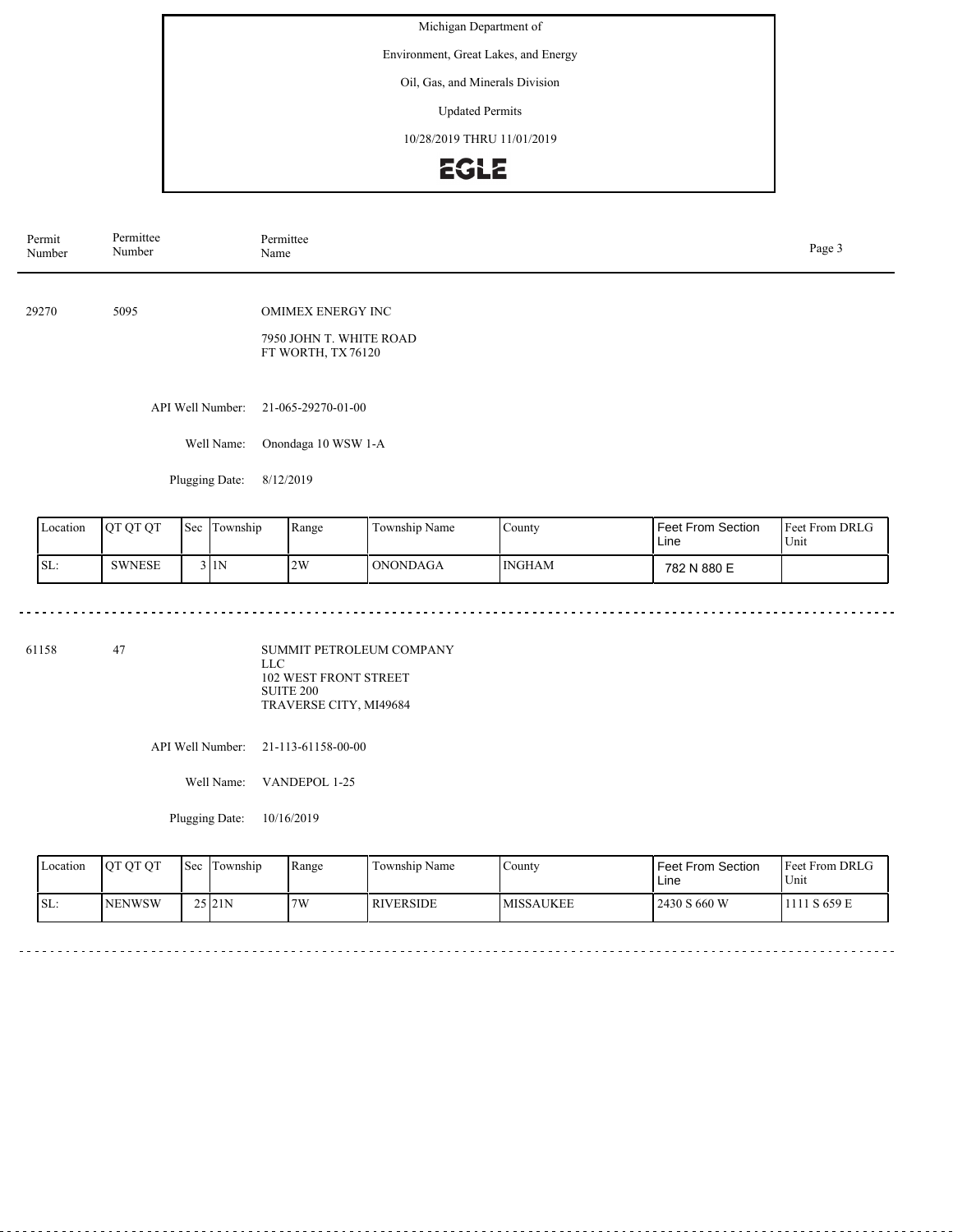Michigan Department of

Environment, Great Lakes, and Energy

Oil, Gas, and Minerals Division

Updated Permits

10/28/2019 THRU 11/01/2019

EGLE

| Permit Number | Permittee Number | Permittee Name |
|---|---|---|

---

**29270** | **5095** | **OMIMEX ENERGY INC**

7950 JOHN T. WHITE ROAD
FT WORTH, TX 76120

API Well Number: 21-065-29270-01-00

Well Name: Onondaga 10 WSW 1-A

Plugging Date: 8/12/2019

| Location | QT QT QT | Sec | Township | Range | Township Name | County | Feet From Section Line | Feet From DRLG Unit |
|---|---|---|---|---|---|---|---|---|
| SL: | SWNESE | 3 | 1N | 2W | ONONDAGA | INGHAM | 782 N 880 E | |

---

**61158** | **47** | **SUMMIT PETROLEUM COMPANY LLC**

102 WEST FRONT STREET
SUITE 200
TRAVERSE CITY, MI49684

API Well Number: 21-113-61158-00-00

Well Name: VANDEPOL 1-25

Plugging Date: 10/16/2019

| Location | QT QT QT | Sec | Township | Range | Township Name | County | Feet From Section Line | Feet From DRLG Unit |
|---|---|---|---|---|---|---|---|---|
| SL: | NENWSW | 25 | 21N | 7W | RIVERSIDE | MISSAUKEE | 2430 S 660 W | 1111 S 659 E |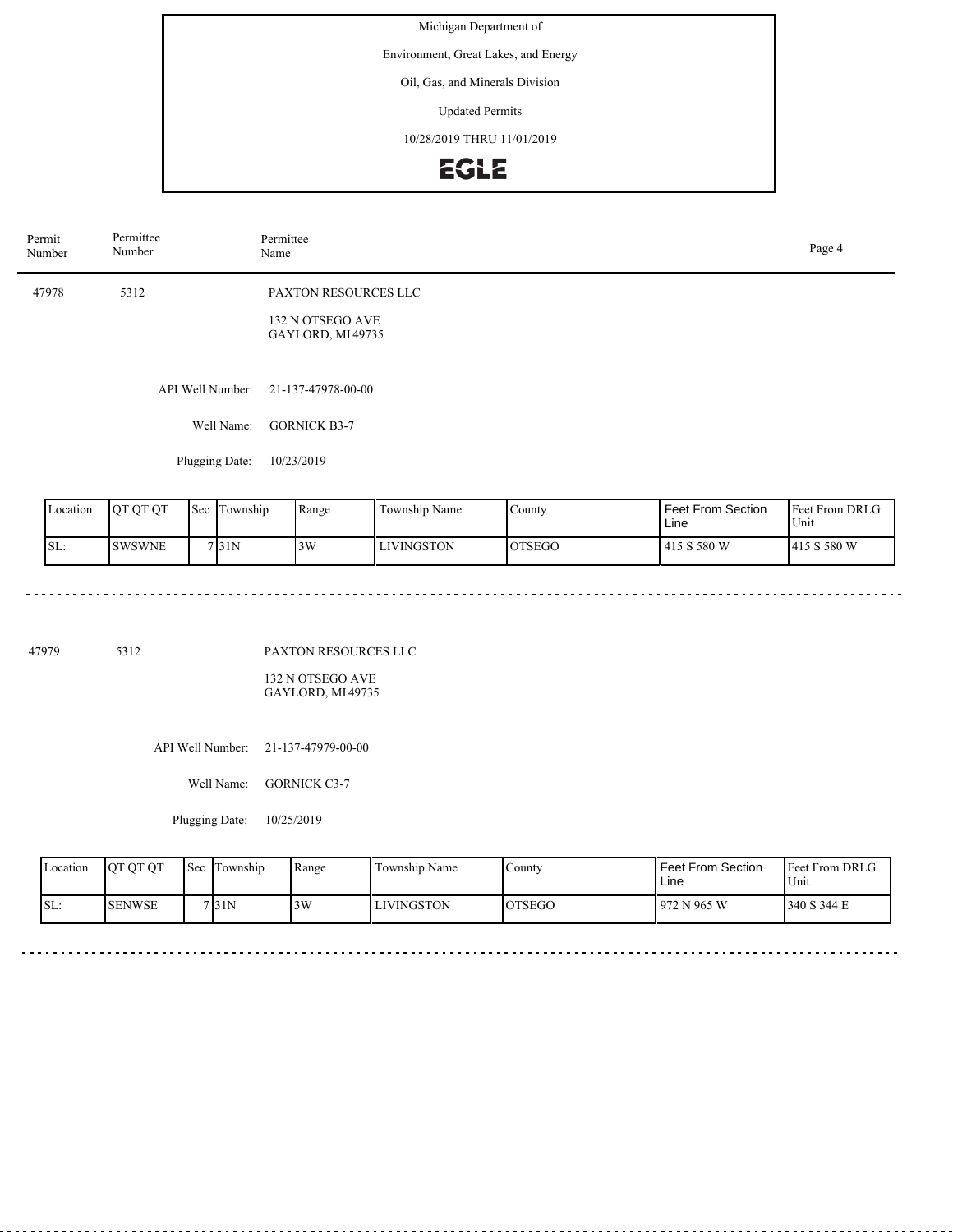Michigan Department of

Environment, Great Lakes, and Energy

Oil, Gas, and Minerals Division

Updated Permits

10/28/2019 THRU 11/01/2019

EGLE

| Permit Number | Permittee Number | Permittee Name |
|---|---|---|
| 47978 | 5312 | PAXTON RESOURCES LLC |

132 N OTSEGO AVE
GAYLORD, MI 49735

API Well Number: 21-137-47978-00-00

Well Name: GORNICK B3-7

Plugging Date: 10/23/2019

| Location | QT QT QT | Sec | Township | Range | Township Name | County | Feet From Section Line | Feet From DRLG Unit |
|---|---|---|---|---|---|---|---|---|
| SL: | SWSWNE | 7 | 31N | 3W | LIVINGSTON | OTSEGO | 415 S 580 W | 415 S 580 W |

---

| Permit Number | Permittee Number | Permittee Name |
|---|---|---|
| 47979 | 5312 | PAXTON RESOURCES LLC |

132 N OTSEGO AVE
GAYLORD, MI 49735

API Well Number: 21-137-47979-00-00

Well Name: GORNICK C3-7

Plugging Date: 10/25/2019

| Location | QT QT QT | Sec | Township | Range | Township Name | County | Feet From Section Line | Feet From DRLG Unit |
|---|---|---|---|---|---|---|---|---|
| SL: | SENWSE | 7 | 31N | 3W | LIVINGSTON | OTSEGO | 972 N 965 W | 340 S 344 E |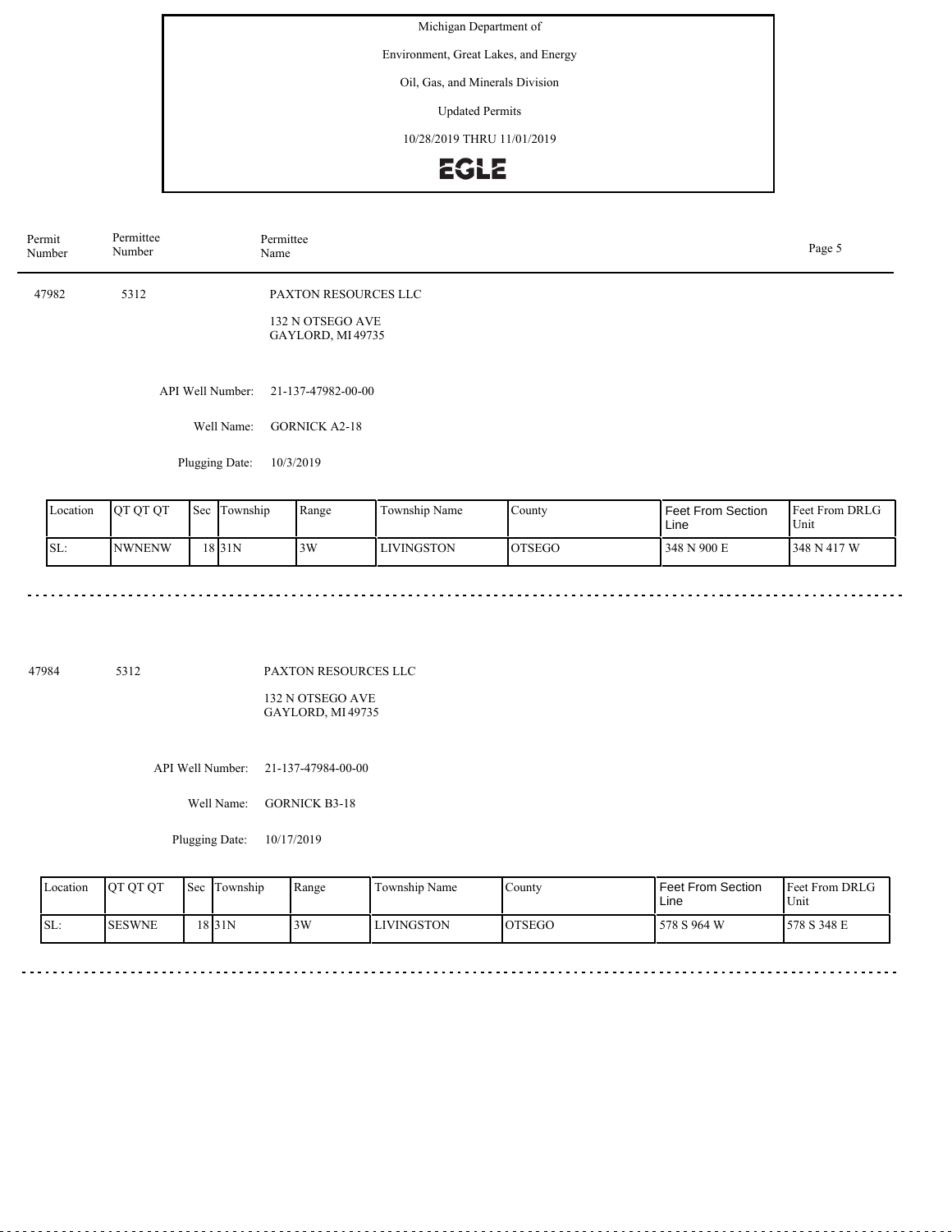Michigan Department of

Environment, Great Lakes, and Energy

Oil, Gas, and Minerals Division

Updated Permits

10/28/2019 THRU 11/01/2019

EGLE

| Permit Number | Permittee Number | Permittee Name |
|---|---|---|

47982 5312 PAXTON RESOURCES LLC

132 N OTSEGO AVE
GAYLORD, MI 49735

API Well Number: 21-137-47982-00-00

Well Name: GORNICK A2-18

Plugging Date: 10/3/2019

| Location | QT QT QT | Sec | Township | Range | Township Name | County | Feet From Section Line | Feet From DRLG Unit |
|---|---|---|---|---|---|---|---|---|
| SL: | NWNENW | 18 | 31N | 3W | LIVINGSTON | OTSEGO | 348 N 900 E | 348 N 417 W |

---

47984 5312 PAXTON RESOURCES LLC

132 N OTSEGO AVE
GAYLORD, MI 49735

API Well Number: 21-137-47984-00-00

Well Name: GORNICK B3-18

Plugging Date: 10/17/2019

| Location | QT QT QT | Sec | Township | Range | Township Name | County | Feet From Section Line | Feet From DRLG Unit |
|---|---|---|---|---|---|---|---|---|
| SL: | SESWNE | 18 | 31N | 3W | LIVINGSTON | OTSEGO | 578 S 964 W | 578 S 348 E |

---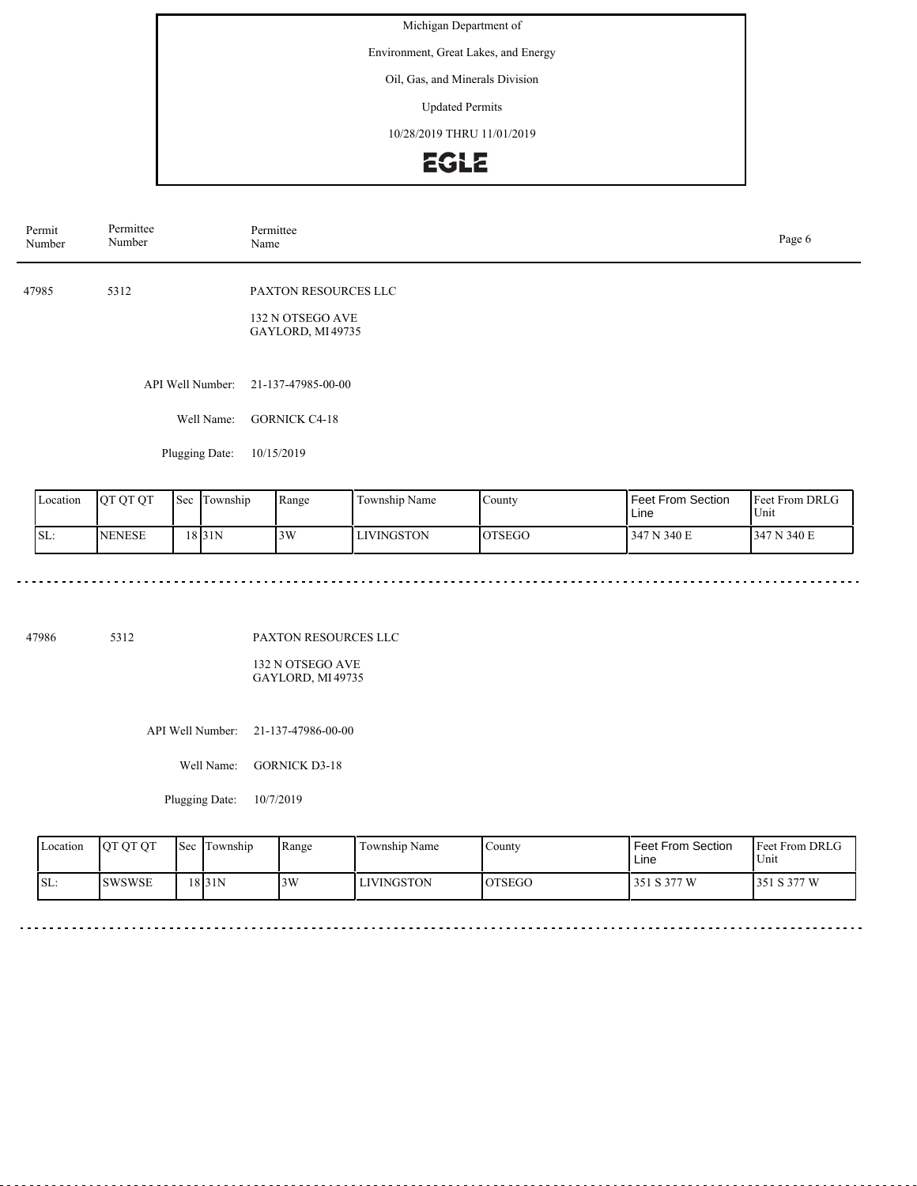Michigan Department of

Environment, Great Lakes, and Energy

Oil, Gas, and Minerals Division

Updated Permits

10/28/2019 THRU 11/01/2019

EGLE

| Permit Number | Permittee Number | Permittee Name |
|---|---|---|

47985 5312 PAXTON RESOURCES LLC

132 N OTSEGO AVE
GAYLORD, MI 49735

API Well Number: 21-137-47985-00-00

Well Name: GORNICK C4-18

Plugging Date: 10/15/2019

| Location | QT QT QT | Sec | Township | Range | Township Name | County | Feet From Section Line | Feet From DRLG Unit |
|---|---|---|---|---|---|---|---|---|
| SL: | NENESE | 18 | 31N | 3W | LIVINGSTON | OTSEGO | 347 N 340 E | 347 N 340 E |

---

47986 5312 PAXTON RESOURCES LLC

132 N OTSEGO AVE
GAYLORD, MI 49735

API Well Number: 21-137-47986-00-00

Well Name: GORNICK D3-18

Plugging Date: 10/7/2019

| Location | QT QT QT | Sec | Township | Range | Township Name | County | Feet From Section Line | Feet From DRLG Unit |
|---|---|---|---|---|---|---|---|---|
| SL: | SWSWSE | 18 | 31N | 3W | LIVINGSTON | OTSEGO | 351 S 377 W | 351 S 377 W |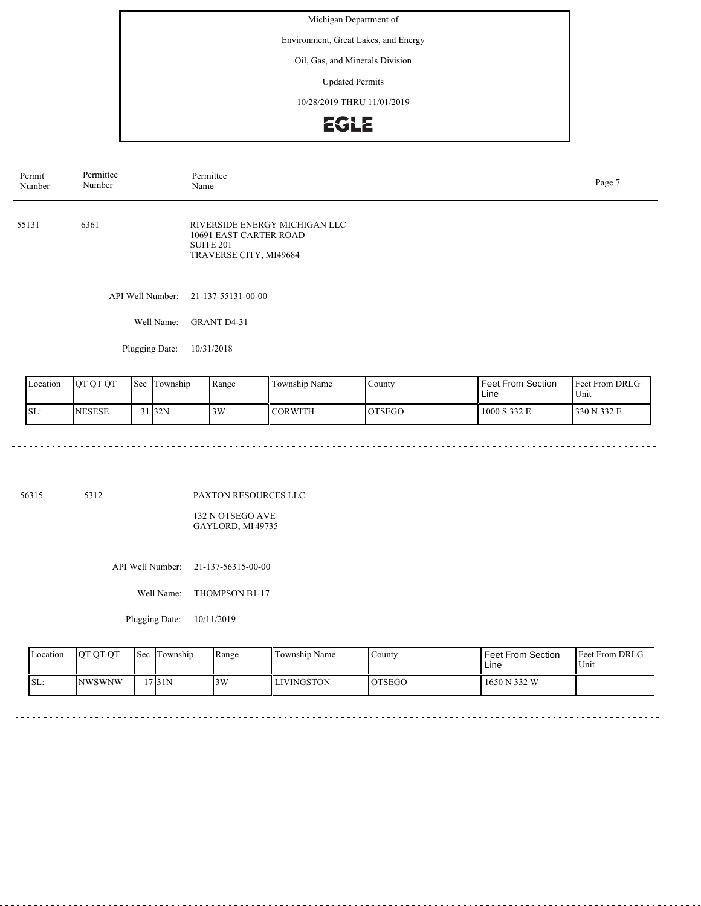Michigan Department of

Environment, Great Lakes, and Energy

Oil, Gas, and Minerals Division

Updated Permits

10/28/2019 THRU 11/01/2019

EGLE

| Permit Number | Permittee Number | Permittee Name |
|---|---|---|

55131 6361 RIVERSIDE ENERGY MICHIGAN LLC
10691 EAST CARTER ROAD
SUITE 201
TRAVERSE CITY, MI49684

API Well Number: 21-137-55131-00-00

Well Name: GRANT D4-31

Plugging Date: 10/31/2018

| Location | QT QT QT | Sec | Township | Range | Township Name | County | Feet From Section Line | Feet From DRLG Unit |
|---|---|---|---|---|---|---|---|---|
| SL: | NESESE | 31 | 32N | 3W | CORWITH | OTSEGO | 1000 S 332 E | 330 N 332 E |

56315 5312 PAXTON RESOURCES LLC
132 N OTSEGO AVE
GAYLORD, MI 49735

API Well Number: 21-137-56315-00-00

Well Name: THOMPSON B1-17

Plugging Date: 10/11/2019

| Location | QT QT QT | Sec | Township | Range | Township Name | County | Feet From Section Line | Feet From DRLG Unit |
|---|---|---|---|---|---|---|---|---|
| SL: | NWSWNW | 17 | 31N | 3W | LIVINGSTON | OTSEGO | 1650 N 332 W | |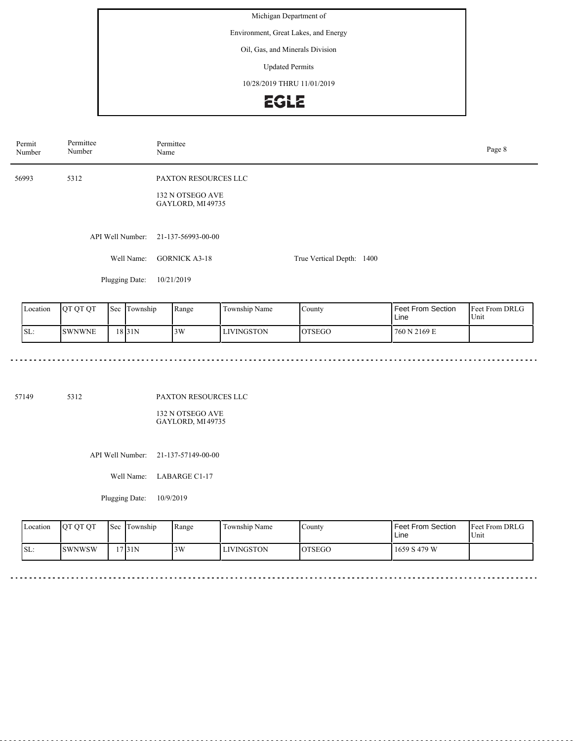Michigan Department of

Environment, Great Lakes, and Energy

Oil, Gas, and Minerals Division

Updated Permits

10/28/2019 THRU 11/01/2019

EGLE

| Permit Number | Permittee Number | Permittee Name |
|---|---|---|

56993 5312 PAXTON RESOURCES LLC

132 N OTSEGO AVE
GAYLORD, MI 49735

API Well Number: 21-137-56993-00-00

Well Name: GORNICK A3-18 True Vertical Depth: 1400

Plugging Date: 10/21/2019

| Location | QT QT QT | Sec | Township | Range | Township Name | County | Feet From Section Line | Feet From DRLG Unit |
|---|---|---|---|---|---|---|---|---|
| SL: | SWNWNE | 18 | 31N | 3W | LIVINGSTON | OTSEGO | 760 N 2169 E | |

57149 5312 PAXTON RESOURCES LLC

132 N OTSEGO AVE
GAYLORD, MI 49735

API Well Number: 21-137-57149-00-00

Well Name: LABARGE C1-17

Plugging Date: 10/9/2019

| Location | QT QT QT | Sec | Township | Range | Township Name | County | Feet From Section Line | Feet From DRLG Unit |
|---|---|---|---|---|---|---|---|---|
| SL: | SWNWSW | 17 | 31N | 3W | LIVINGSTON | OTSEGO | 1659 S 479 W | |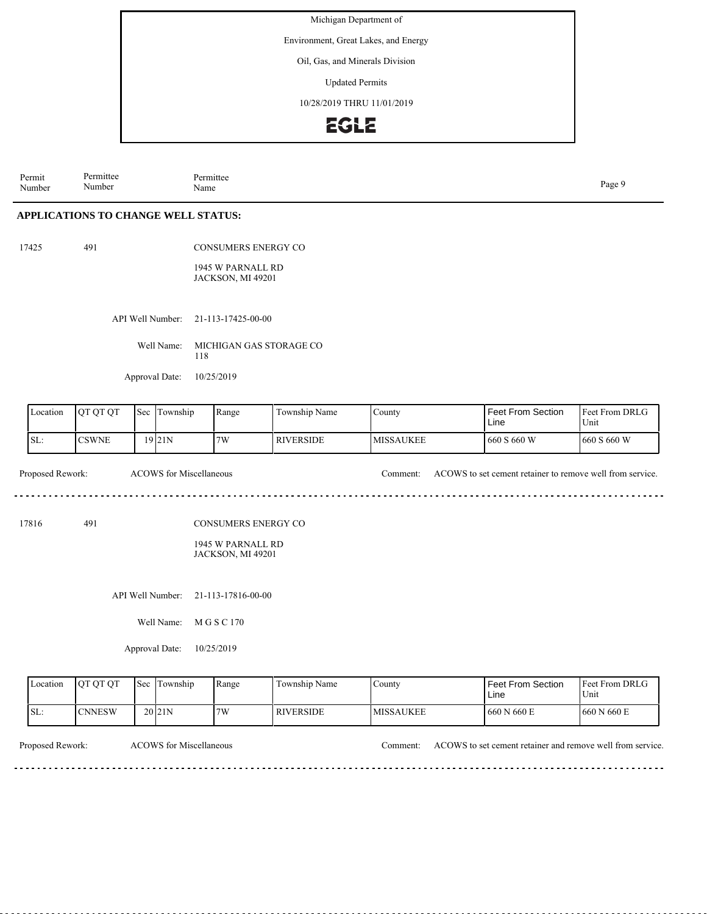Michigan Department of

Environment, Great Lakes, and Energy

Oil, Gas, and Minerals Division

Updated Permits

10/28/2019 THRU 11/01/2019

| Permit Number | Permittee Number | Permittee Name |
|---|---|---|

## APPLICATIONS TO CHANGE WELL STATUS:

17425 491 CONSUMERS ENERGY CO

1945 W PARNALL RD
JACKSON, MI 49201

API Well Number: 21-113-17425-00-00

Well Name: MICHIGAN GAS STORAGE CO 118

Approval Date: 10/25/2019

| Location | QT QT QT | Sec | Township | Range | Township Name | County | Feet From Section Line | Feet From DRLG Unit |
|---|---|---|---|---|---|---|---|---|
| SL: | CSWNE | 19 | 21N | 7W | RIVERSIDE | MISSAUKEE | 660 S 660 W | 660 S 660 W |

Proposed Rework: ACOWS for Miscellaneous

Comment: ACOWS to set cement retainer to remove well from service.

---

17816 491 CONSUMERS ENERGY CO

1945 W PARNALL RD
JACKSON, MI 49201

API Well Number: 21-113-17816-00-00

Well Name: M G S C 170

Approval Date: 10/25/2019

| Location | QT QT QT | Sec | Township | Range | Township Name | County | Feet From Section Line | Feet From DRLG Unit |
|---|---|---|---|---|---|---|---|---|
| SL: | CNNESW | 20 | 21N | 7W | RIVERSIDE | MISSAUKEE | 660 N 660 E | 660 N 660 E |

Proposed Rework: ACOWS for Miscellaneous

Comment: ACOWS to set cement retainer and remove well from service.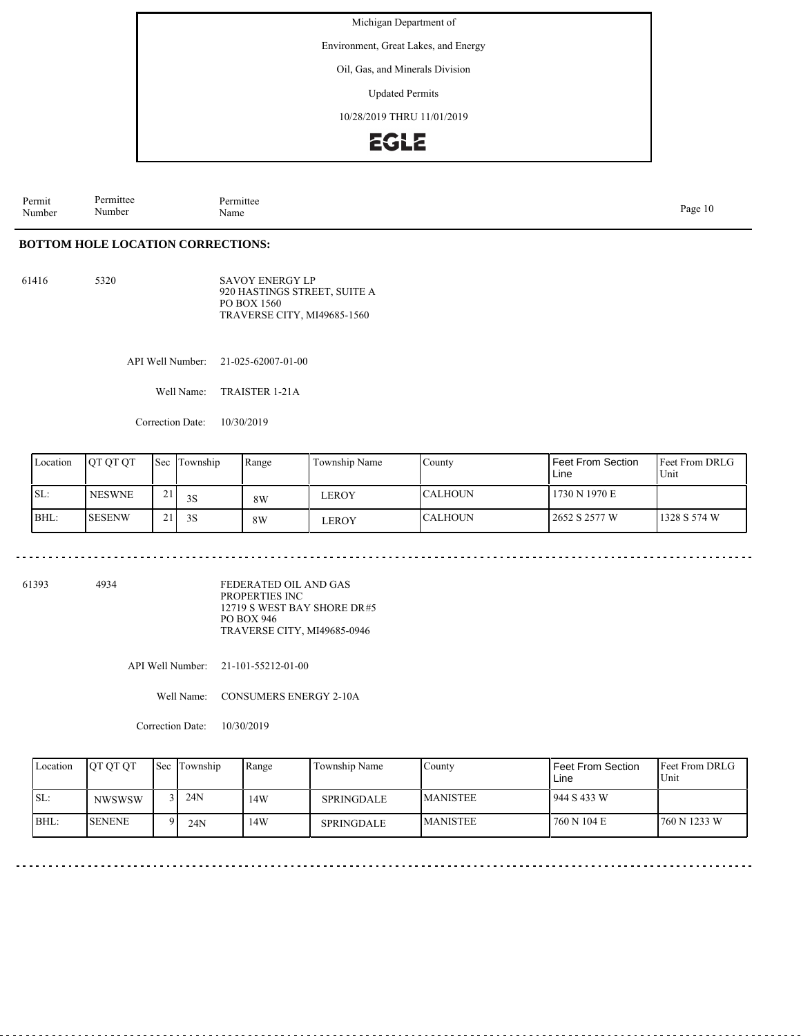Michigan Department of
Environment, Great Lakes, and Energy
Oil, Gas, and Minerals Division
Updated Permits
10/28/2019 THRU 11/01/2019

| Permit Number | Permittee Number | Permittee Name |
|---|---|---|

**BOTTOM HOLE LOCATION CORRECTIONS:**

61416 5320 SAVOY ENERGY LP
920 HASTINGS STREET, SUITE A
PO BOX 1560
TRAVERSE CITY, MI49685-1560

API Well Number: 21-025-62007-01-00

Well Name: TRAISTER 1-21A

Correction Date: 10/30/2019

| Location | QT QT QT | Sec | Township | Range | Township Name | County | Feet From Section Line | Feet From DRLG Unit |
|---|---|---|---|---|---|---|---|---|
| SL: | NESWNE | 21 | 3S | 8W | LEROY | CALHOUN | 1730 N 1970 E | |
| BHL: | SESENW | 21 | 3S | 8W | LEROY | CALHOUN | 2652 S 2577 W | 1328 S 574 W |

61393 4934 FEDERATED OIL AND GAS PROPERTIES INC
12719 S WEST BAY SHORE DR#5
PO BOX 946
TRAVERSE CITY, MI49685-0946

API Well Number: 21-101-55212-01-00

Well Name: CONSUMERS ENERGY 2-10A

Correction Date: 10/30/2019

| Location | QT QT QT | Sec | Township | Range | Township Name | County | Feet From Section Line | Feet From DRLG Unit |
|---|---|---|---|---|---|---|---|---|
| SL: | NWSWSW | 3 | 24N | 14W | SPRINGDALE | MANISTEE | 944 S 433 W | |
| BHL: | SENENE | 9 | 24N | 14W | SPRINGDALE | MANISTEE | 760 N 104 E | 760 N 1233 W |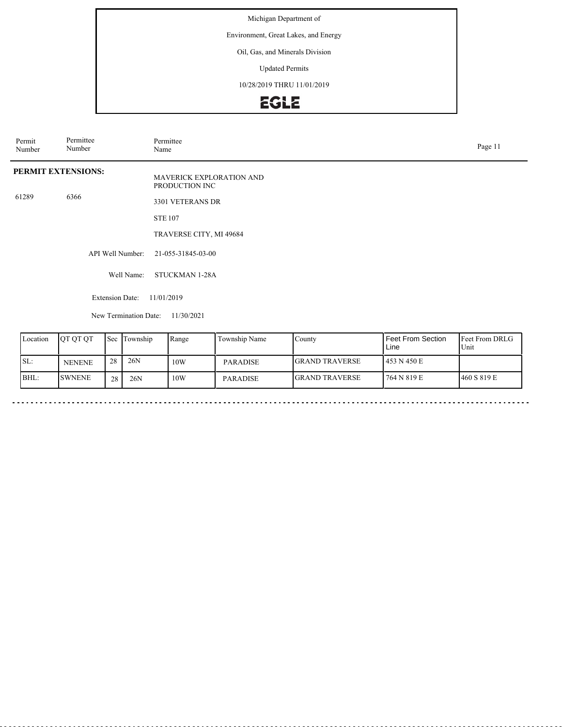Michigan Department of

Environment, Great Lakes, and Energy

Oil, Gas, and Minerals Division

Updated Permits

10/28/2019 THRU 11/01/2019

EGLE

| Permit Number | Permittee Number | Permittee Name |
|---|---|---|

**PERMIT EXTENSIONS:**

61289 6366

MAVERICK EXPLORATION AND PRODUCTION INC

3301 VETERANS DR

STE 107

TRAVERSE CITY, MI 49684

API Well Number: 21-055-31845-03-00

Well Name: STUCKMAN 1-28A

Extension Date: 11/01/2019

New Termination Date: 11/30/2021

| Location | QT QT QT | Sec | Township | Range | Township Name | County | Feet From Section Line | Feet From DRLG Unit |
|---|---|---|---|---|---|---|---|---|
| SL: | NENENE | 28 | 26N | 10W | PARADISE | GRAND TRAVERSE | 453 N 450 E | |
| BHL: | SWNENE | 28 | 26N | 10W | PARADISE | GRAND TRAVERSE | 764 N 819 E | 460 S 819 E |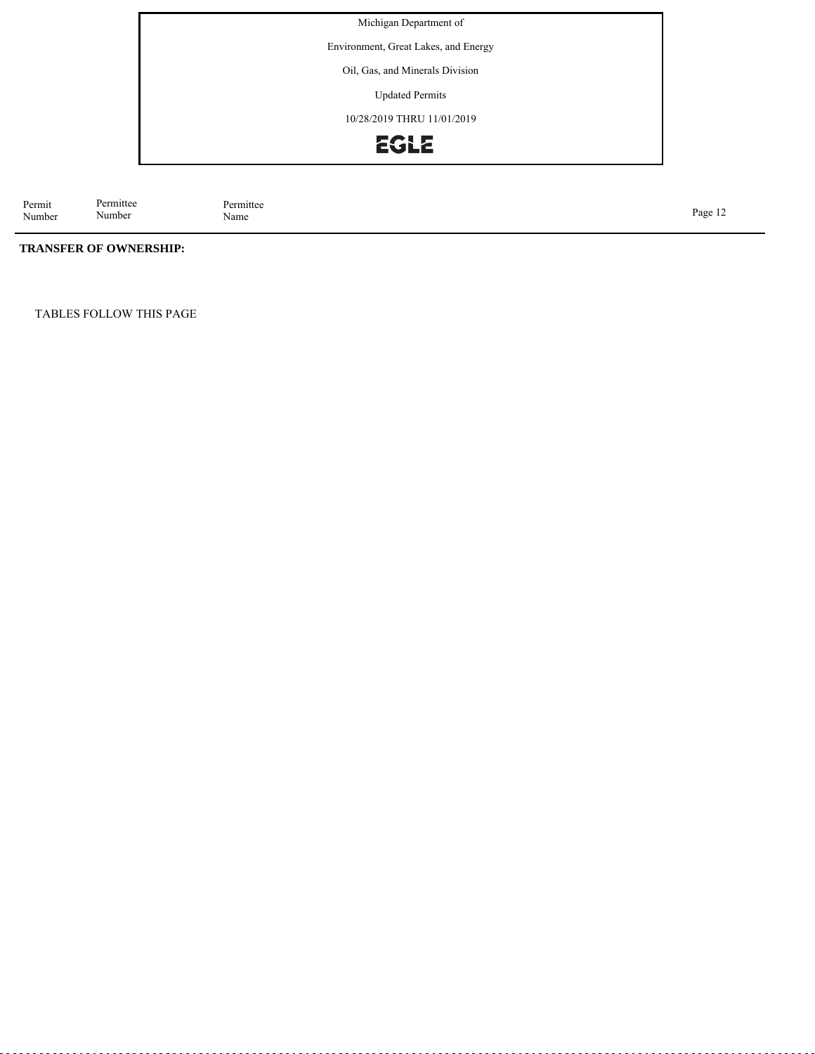| Permit Number | Permittee Number | Permittee Name |
|---|---|---|

**TRANSFER OF OWNERSHIP:**

TABLES FOLLOW THIS PAGE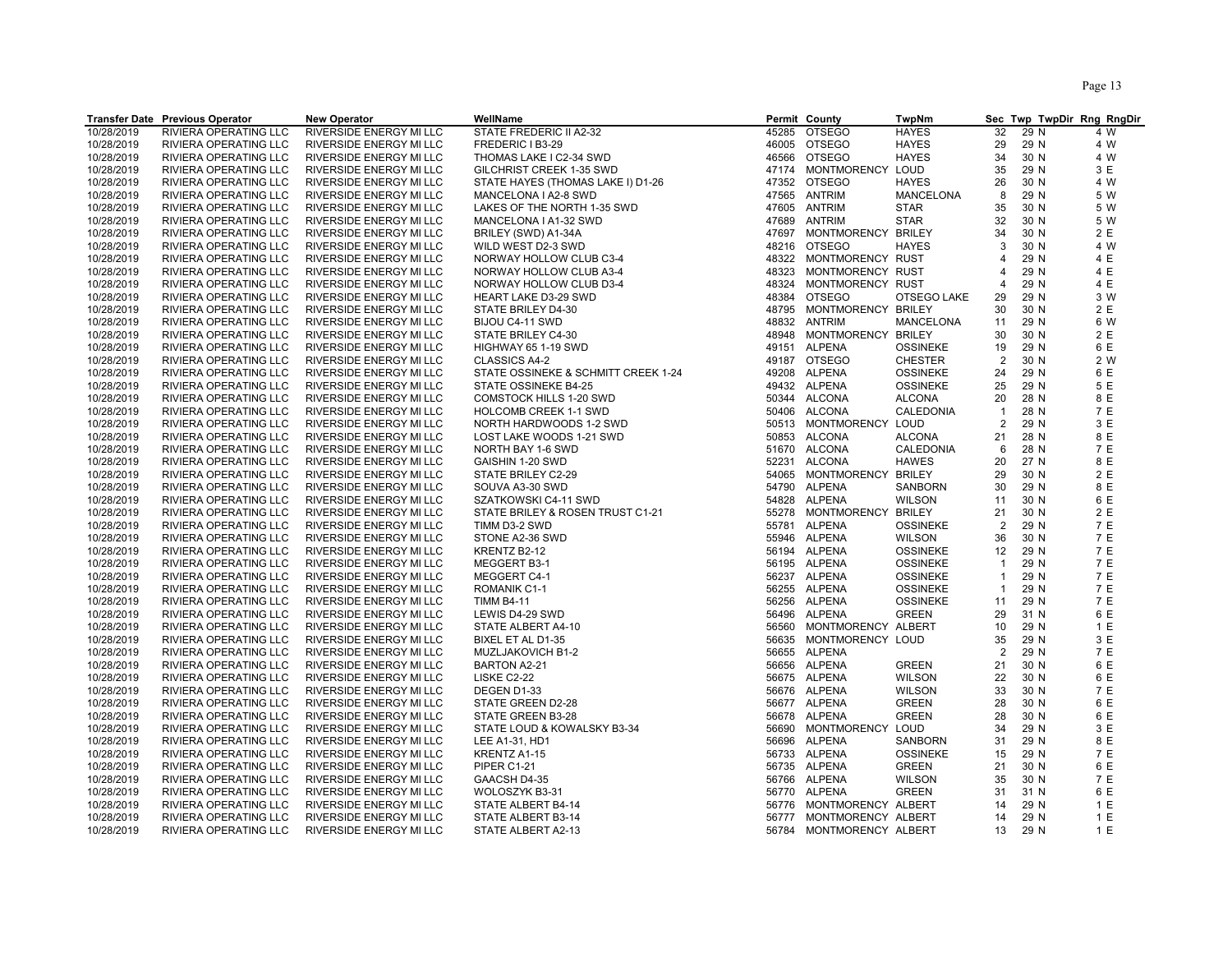| Transfer Date | Previous Operator | New Operator | WellName | Permit | County | TwpNm | Sec | Twp | TwpDir | Rng | RngDir |
|---|---|---|---|---|---|---|---|---|---|---|---|
| 10/28/2019 | RIVIERA OPERATING LLC | RIVERSIDE ENERGY MI LLC | STATE FREDERIC II A2-32 | 45285 | OTSEGO | HAYES | 32 | 29 | N | 4 | W |
| 10/28/2019 | RIVIERA OPERATING LLC | RIVERSIDE ENERGY MI LLC | FREDERIC I B3-29 | 46005 | OTSEGO | HAYES | 29 | 29 | N | 4 | W |
| 10/28/2019 | RIVIERA OPERATING LLC | RIVERSIDE ENERGY MI LLC | THOMAS LAKE I C2-34 SWD | 46566 | OTSEGO | HAYES | 34 | 30 | N | 4 | W |
| 10/28/2019 | RIVIERA OPERATING LLC | RIVERSIDE ENERGY MI LLC | GILCHRIST CREEK 1-35 SWD | 47174 | MONTMORENCY | LOUD | 35 | 29 | N | 3 | E |
| 10/28/2019 | RIVIERA OPERATING LLC | RIVERSIDE ENERGY MI LLC | STATE HAYES (THOMAS LAKE I) D1-26 | 47352 | OTSEGO | HAYES | 26 | 30 | N | 4 | W |
| 10/28/2019 | RIVIERA OPERATING LLC | RIVERSIDE ENERGY MI LLC | MANCELONA I A2-8 SWD | 47565 | ANTRIM | MANCELONA | 8 | 29 | N | 5 | W |
| 10/28/2019 | RIVIERA OPERATING LLC | RIVERSIDE ENERGY MI LLC | LAKES OF THE NORTH 1-35 SWD | 47605 | ANTRIM | STAR | 35 | 30 | N | 5 | W |
| 10/28/2019 | RIVIERA OPERATING LLC | RIVERSIDE ENERGY MI LLC | MANCELONA I A1-32 SWD | 47689 | ANTRIM | STAR | 32 | 30 | N | 5 | W |
| 10/28/2019 | RIVIERA OPERATING LLC | RIVERSIDE ENERGY MI LLC | BRILEY (SWD) A1-34A | 47697 | MONTMORENCY | BRILEY | 34 | 30 | N | 2 | E |
| 10/28/2019 | RIVIERA OPERATING LLC | RIVERSIDE ENERGY MI LLC | WILD WEST D2-3 SWD | 48216 | OTSEGO | HAYES | 3 | 30 | N | 4 | W |
| 10/28/2019 | RIVIERA OPERATING LLC | RIVERSIDE ENERGY MI LLC | NORWAY HOLLOW CLUB C3-4 | 48322 | MONTMORENCY | RUST | 4 | 29 | N | 4 | E |
| 10/28/2019 | RIVIERA OPERATING LLC | RIVERSIDE ENERGY MI LLC | NORWAY HOLLOW CLUB A3-4 | 48323 | MONTMORENCY | RUST | 4 | 29 | N | 4 | E |
| 10/28/2019 | RIVIERA OPERATING LLC | RIVERSIDE ENERGY MI LLC | NORWAY HOLLOW CLUB D3-4 | 48324 | MONTMORENCY | RUST | 4 | 29 | N | 4 | E |
| 10/28/2019 | RIVIERA OPERATING LLC | RIVERSIDE ENERGY MI LLC | HEART LAKE D3-29 SWD | 48384 | OTSEGO | OTSEGO LAKE | 29 | 29 | N | 3 | W |
| 10/28/2019 | RIVIERA OPERATING LLC | RIVERSIDE ENERGY MI LLC | STATE BRILEY D4-30 | 48795 | MONTMORENCY | BRILEY | 30 | 30 | N | 2 | E |
| 10/28/2019 | RIVIERA OPERATING LLC | RIVERSIDE ENERGY MI LLC | BIJOU C4-11 SWD | 48832 | ANTRIM | MANCELONA | 11 | 29 | N | 6 | W |
| 10/28/2019 | RIVIERA OPERATING LLC | RIVERSIDE ENERGY MI LLC | STATE BRILEY C4-30 | 48948 | MONTMORENCY | BRILEY | 30 | 30 | N | 2 | E |
| 10/28/2019 | RIVIERA OPERATING LLC | RIVERSIDE ENERGY MI LLC | HIGHWAY 65 1-19 SWD | 49151 | ALPENA | OSSINEKE | 19 | 29 | N | 6 | E |
| 10/28/2019 | RIVIERA OPERATING LLC | RIVERSIDE ENERGY MI LLC | CLASSICS A4-2 | 49187 | OTSEGO | CHESTER | 2 | 30 | N | 2 | W |
| 10/28/2019 | RIVIERA OPERATING LLC | RIVERSIDE ENERGY MI LLC | STATE OSSINEKE & SCHMITT CREEK 1-24 | 49208 | ALPENA | OSSINEKE | 24 | 29 | N | 6 | E |
| 10/28/2019 | RIVIERA OPERATING LLC | RIVERSIDE ENERGY MI LLC | STATE OSSINEKE B4-25 | 49432 | ALPENA | OSSINEKE | 25 | 29 | N | 5 | E |
| 10/28/2019 | RIVIERA OPERATING LLC | RIVERSIDE ENERGY MI LLC | COMSTOCK HILLS 1-20 SWD | 50344 | ALCONA | ALCONA | 20 | 28 | N | 8 | E |
| 10/28/2019 | RIVIERA OPERATING LLC | RIVERSIDE ENERGY MI LLC | HOLCOMB CREEK 1-1 SWD | 50406 | ALCONA | CALEDONIA | 1 | 28 | N | 7 | E |
| 10/28/2019 | RIVIERA OPERATING LLC | RIVERSIDE ENERGY MI LLC | NORTH HARDWOODS 1-2 SWD | 50513 | MONTMORENCY | LOUD | 2 | 29 | N | 3 | E |
| 10/28/2019 | RIVIERA OPERATING LLC | RIVERSIDE ENERGY MI LLC | LOST LAKE WOODS 1-21 SWD | 50853 | ALCONA | ALCONA | 21 | 28 | N | 8 | E |
| 10/28/2019 | RIVIERA OPERATING LLC | RIVERSIDE ENERGY MI LLC | NORTH BAY 1-6 SWD | 51670 | ALCONA | CALEDONIA | 6 | 28 | N | 7 | E |
| 10/28/2019 | RIVIERA OPERATING LLC | RIVERSIDE ENERGY MI LLC | GAISHIN 1-20 SWD | 52231 | ALCONA | HAWES | 20 | 27 | N | 8 | E |
| 10/28/2019 | RIVIERA OPERATING LLC | RIVERSIDE ENERGY MI LLC | STATE BRILEY C2-29 | 54065 | MONTMORENCY | BRILEY | 29 | 30 | N | 2 | E |
| 10/28/2019 | RIVIERA OPERATING LLC | RIVERSIDE ENERGY MI LLC | SOUVA A3-30 SWD | 54790 | ALPENA | SANBORN | 30 | 29 | N | 8 | E |
| 10/28/2019 | RIVIERA OPERATING LLC | RIVERSIDE ENERGY MI LLC | SZATKOWSKI C4-11 SWD | 54828 | ALPENA | WILSON | 11 | 30 | N | 6 | E |
| 10/28/2019 | RIVIERA OPERATING LLC | RIVERSIDE ENERGY MI LLC | STATE BRILEY & ROSEN TRUST C1-21 | 55278 | MONTMORENCY | BRILEY | 21 | 30 | N | 2 | E |
| 10/28/2019 | RIVIERA OPERATING LLC | RIVERSIDE ENERGY MI LLC | TIMM D3-2 SWD | 55781 | ALPENA | OSSINEKE | 2 | 29 | N | 7 | E |
| 10/28/2019 | RIVIERA OPERATING LLC | RIVERSIDE ENERGY MI LLC | STONE A2-36 SWD | 55946 | ALPENA | WILSON | 36 | 30 | N | 7 | E |
| 10/28/2019 | RIVIERA OPERATING LLC | RIVERSIDE ENERGY MI LLC | KRENTZ B2-12 | 56194 | ALPENA | OSSINEKE | 12 | 29 | N | 7 | E |
| 10/28/2019 | RIVIERA OPERATING LLC | RIVERSIDE ENERGY MI LLC | MEGGERT B3-1 | 56195 | ALPENA | OSSINEKE | 1 | 29 | N | 7 | E |
| 10/28/2019 | RIVIERA OPERATING LLC | RIVERSIDE ENERGY MI LLC | MEGGERT C4-1 | 56237 | ALPENA | OSSINEKE | 1 | 29 | N | 7 | E |
| 10/28/2019 | RIVIERA OPERATING LLC | RIVERSIDE ENERGY MI LLC | ROMANIK C1-1 | 56255 | ALPENA | OSSINEKE | 1 | 29 | N | 7 | E |
| 10/28/2019 | RIVIERA OPERATING LLC | RIVERSIDE ENERGY MI LLC | TIMM B4-11 | 56256 | ALPENA | OSSINEKE | 11 | 29 | N | 7 | E |
| 10/28/2019 | RIVIERA OPERATING LLC | RIVERSIDE ENERGY MI LLC | LEWIS D4-29 SWD | 56496 | ALPENA | GREEN | 29 | 31 | N | 6 | E |
| 10/28/2019 | RIVIERA OPERATING LLC | RIVERSIDE ENERGY MI LLC | STATE ALBERT A4-10 | 56560 | MONTMORENCY | ALBERT | 10 | 29 | N | 1 | E |
| 10/28/2019 | RIVIERA OPERATING LLC | RIVERSIDE ENERGY MI LLC | BIXEL ET AL D1-35 | 56635 | MONTMORENCY | LOUD | 35 | 29 | N | 3 | E |
| 10/28/2019 | RIVIERA OPERATING LLC | RIVERSIDE ENERGY MI LLC | MUZLJAKOVICH B1-2 | 56655 | ALPENA | | 2 | 29 | N | 7 | E |
| 10/28/2019 | RIVIERA OPERATING LLC | RIVERSIDE ENERGY MI LLC | BARTON A2-21 | 56656 | ALPENA | GREEN | 21 | 30 | N | 6 | E |
| 10/28/2019 | RIVIERA OPERATING LLC | RIVERSIDE ENERGY MI LLC | LISKE C2-22 | 56675 | ALPENA | WILSON | 22 | 30 | N | 6 | E |
| 10/28/2019 | RIVIERA OPERATING LLC | RIVERSIDE ENERGY MI LLC | DEGEN D1-33 | 56676 | ALPENA | WILSON | 33 | 30 | N | 7 | E |
| 10/28/2019 | RIVIERA OPERATING LLC | RIVERSIDE ENERGY MI LLC | STATE GREEN D2-28 | 56677 | ALPENA | GREEN | 28 | 30 | N | 6 | E |
| 10/28/2019 | RIVIERA OPERATING LLC | RIVERSIDE ENERGY MI LLC | STATE GREEN B3-28 | 56678 | ALPENA | GREEN | 28 | 30 | N | 6 | E |
| 10/28/2019 | RIVIERA OPERATING LLC | RIVERSIDE ENERGY MI LLC | STATE LOUD & KOWALSKY B3-34 | 56690 | MONTMORENCY | LOUD | 34 | 29 | N | 3 | E |
| 10/28/2019 | RIVIERA OPERATING LLC | RIVERSIDE ENERGY MI LLC | LEE A1-31, HD1 | 56696 | ALPENA | SANBORN | 31 | 29 | N | 8 | E |
| 10/28/2019 | RIVIERA OPERATING LLC | RIVERSIDE ENERGY MI LLC | KRENTZ A1-15 | 56733 | ALPENA | OSSINEKE | 15 | 29 | N | 7 | E |
| 10/28/2019 | RIVIERA OPERATING LLC | RIVERSIDE ENERGY MI LLC | PIPER C1-21 | 56735 | ALPENA | GREEN | 21 | 30 | N | 6 | E |
| 10/28/2019 | RIVIERA OPERATING LLC | RIVERSIDE ENERGY MI LLC | GAACSH D4-35 | 56766 | ALPENA | WILSON | 35 | 30 | N | 7 | E |
| 10/28/2019 | RIVIERA OPERATING LLC | RIVERSIDE ENERGY MI LLC | WOLOSZYK B3-31 | 56770 | ALPENA | GREEN | 31 | 31 | N | 6 | E |
| 10/28/2019 | RIVIERA OPERATING LLC | RIVERSIDE ENERGY MI LLC | STATE ALBERT B4-14 | 56776 | MONTMORENCY | ALBERT | 14 | 29 | N | 1 | E |
| 10/28/2019 | RIVIERA OPERATING LLC | RIVERSIDE ENERGY MI LLC | STATE ALBERT B3-14 | 56777 | MONTMORENCY | ALBERT | 14 | 29 | N | 1 | E |
| 10/28/2019 | RIVIERA OPERATING LLC | RIVERSIDE ENERGY MI LLC | STATE ALBERT A2-13 | 56784 | MONTMORENCY | ALBERT | 13 | 29 | N | 1 | E |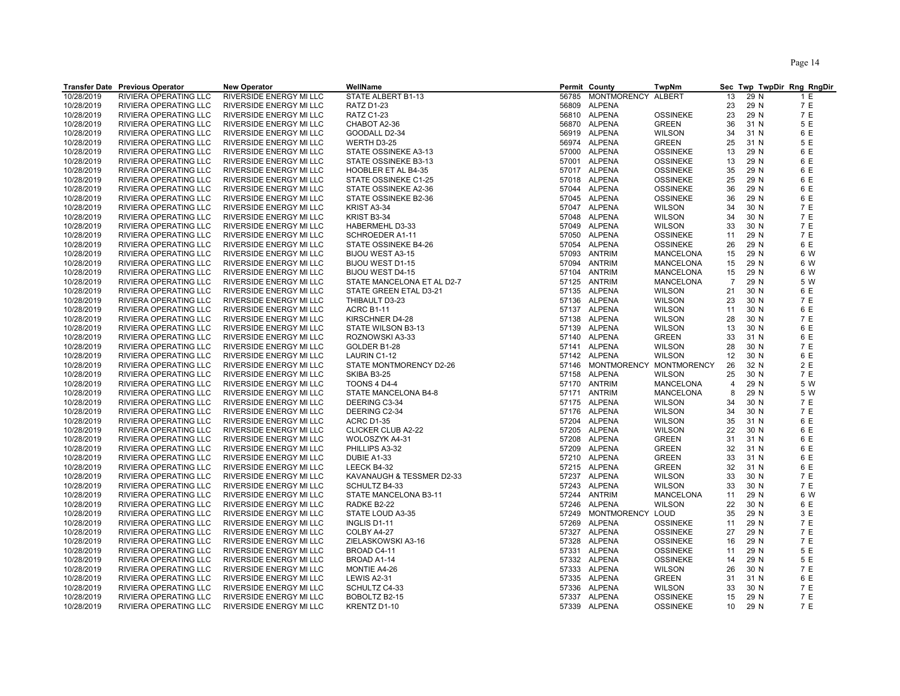| Transfer Date | Previous Operator | New Operator | WellName | Permit | County | TwpNm | Sec | Twp | TwpDir | Rng | RngDir |
|---|---|---|---|---|---|---|---|---|---|---|---|
| 10/28/2019 | RIVIERA OPERATING LLC | RIVERSIDE ENERGY MI LLC | STATE ALBERT B1-13 | 56785 | MONTMORENCY | ALBERT | 13 | 29 | N | 1 | E |
| 10/28/2019 | RIVIERA OPERATING LLC | RIVERSIDE ENERGY MI LLC | RATZ D1-23 | 56809 | ALPENA | | 23 | 29 | N | 7 | E |
| 10/28/2019 | RIVIERA OPERATING LLC | RIVERSIDE ENERGY MI LLC | RATZ C1-23 | 56810 | ALPENA | OSSINEKE | 23 | 29 | N | 7 | E |
| 10/28/2019 | RIVIERA OPERATING LLC | RIVERSIDE ENERGY MI LLC | CHABOT A2-36 | 56870 | ALPENA | GREEN | 36 | 31 | N | 5 | E |
| 10/28/2019 | RIVIERA OPERATING LLC | RIVERSIDE ENERGY MI LLC | GOODALL D2-34 | 56919 | ALPENA | WILSON | 34 | 31 | N | 6 | E |
| 10/28/2019 | RIVIERA OPERATING LLC | RIVERSIDE ENERGY MI LLC | WERTH D3-25 | 56974 | ALPENA | GREEN | 25 | 31 | N | 5 | E |
| 10/28/2019 | RIVIERA OPERATING LLC | RIVERSIDE ENERGY MI LLC | STATE OSSINEKE A3-13 | 57000 | ALPENA | OSSINEKE | 13 | 29 | N | 6 | E |
| 10/28/2019 | RIVIERA OPERATING LLC | RIVERSIDE ENERGY MI LLC | STATE OSSINEKE B3-13 | 57001 | ALPENA | OSSINEKE | 13 | 29 | N | 6 | E |
| 10/28/2019 | RIVIERA OPERATING LLC | RIVERSIDE ENERGY MI LLC | HOOBLER ET AL B4-35 | 57017 | ALPENA | OSSINEKE | 35 | 29 | N | 6 | E |
| 10/28/2019 | RIVIERA OPERATING LLC | RIVERSIDE ENERGY MI LLC | STATE OSSINEKE C1-25 | 57018 | ALPENA | OSSINEKE | 25 | 29 | N | 6 | E |
| 10/28/2019 | RIVIERA OPERATING LLC | RIVERSIDE ENERGY MI LLC | STATE OSSINEKE A2-36 | 57044 | ALPENA | OSSINEKE | 36 | 29 | N | 6 | E |
| 10/28/2019 | RIVIERA OPERATING LLC | RIVERSIDE ENERGY MI LLC | STATE OSSINEKE B2-36 | 57045 | ALPENA | OSSINEKE | 36 | 29 | N | 6 | E |
| 10/28/2019 | RIVIERA OPERATING LLC | RIVERSIDE ENERGY MI LLC | KRIST A3-34 | 57047 | ALPENA | WILSON | 34 | 30 | N | 7 | E |
| 10/28/2019 | RIVIERA OPERATING LLC | RIVERSIDE ENERGY MI LLC | KRIST B3-34 | 57048 | ALPENA | WILSON | 34 | 30 | N | 7 | E |
| 10/28/2019 | RIVIERA OPERATING LLC | RIVERSIDE ENERGY MI LLC | HABERMEHL D3-33 | 57049 | ALPENA | WILSON | 33 | 30 | N | 7 | E |
| 10/28/2019 | RIVIERA OPERATING LLC | RIVERSIDE ENERGY MI LLC | SCHROEDER A1-11 | 57050 | ALPENA | OSSINEKE | 11 | 29 | N | 7 | E |
| 10/28/2019 | RIVIERA OPERATING LLC | RIVERSIDE ENERGY MI LLC | STATE OSSINEKE B4-26 | 57054 | ALPENA | OSSINEKE | 26 | 29 | N | 6 | E |
| 10/28/2019 | RIVIERA OPERATING LLC | RIVERSIDE ENERGY MI LLC | BIJOU WEST A3-15 | 57093 | ANTRIM | MANCELONA | 15 | 29 | N | 6 | W |
| 10/28/2019 | RIVIERA OPERATING LLC | RIVERSIDE ENERGY MI LLC | BIJOU WEST D1-15 | 57094 | ANTRIM | MANCELONA | 15 | 29 | N | 6 | W |
| 10/28/2019 | RIVIERA OPERATING LLC | RIVERSIDE ENERGY MI LLC | BIJOU WEST D4-15 | 57104 | ANTRIM | MANCELONA | 15 | 29 | N | 6 | W |
| 10/28/2019 | RIVIERA OPERATING LLC | RIVERSIDE ENERGY MI LLC | STATE MANCELONA ET AL D2-7 | 57125 | ANTRIM | MANCELONA | 7 | 29 | N | 5 | W |
| 10/28/2019 | RIVIERA OPERATING LLC | RIVERSIDE ENERGY MI LLC | STATE GREEN ETAL D3-21 | 57135 | ALPENA | WILSON | 21 | 30 | N | 6 | E |
| 10/28/2019 | RIVIERA OPERATING LLC | RIVERSIDE ENERGY MI LLC | THIBAULT D3-23 | 57136 | ALPENA | WILSON | 23 | 30 | N | 7 | E |
| 10/28/2019 | RIVIERA OPERATING LLC | RIVERSIDE ENERGY MI LLC | ACRC B1-11 | 57137 | ALPENA | WILSON | 11 | 30 | N | 6 | E |
| 10/28/2019 | RIVIERA OPERATING LLC | RIVERSIDE ENERGY MI LLC | KIRSCHNER D4-28 | 57138 | ALPENA | WILSON | 28 | 30 | N | 7 | E |
| 10/28/2019 | RIVIERA OPERATING LLC | RIVERSIDE ENERGY MI LLC | STATE WILSON B3-13 | 57139 | ALPENA | WILSON | 13 | 30 | N | 6 | E |
| 10/28/2019 | RIVIERA OPERATING LLC | RIVERSIDE ENERGY MI LLC | ROZNOWSKI A3-33 | 57140 | ALPENA | GREEN | 33 | 31 | N | 6 | E |
| 10/28/2019 | RIVIERA OPERATING LLC | RIVERSIDE ENERGY MI LLC | GOLDER B1-28 | 57141 | ALPENA | WILSON | 28 | 30 | N | 7 | E |
| 10/28/2019 | RIVIERA OPERATING LLC | RIVERSIDE ENERGY MI LLC | LAURIN C1-12 | 57142 | ALPENA | WILSON | 12 | 30 | N | 6 | E |
| 10/28/2019 | RIVIERA OPERATING LLC | RIVERSIDE ENERGY MI LLC | STATE MONTMORENCY D2-26 | 57146 | MONTMORENCY | MONTMORENCY | 26 | 32 | N | 2 | E |
| 10/28/2019 | RIVIERA OPERATING LLC | RIVERSIDE ENERGY MI LLC | SKIBA B3-25 | 57158 | ALPENA | WILSON | 25 | 30 | N | 7 | E |
| 10/28/2019 | RIVIERA OPERATING LLC | RIVERSIDE ENERGY MI LLC | TOONS 4 D4-4 | 57170 | ANTRIM | MANCELONA | 4 | 29 | N | 5 | W |
| 10/28/2019 | RIVIERA OPERATING LLC | RIVERSIDE ENERGY MI LLC | STATE MANCELONA B4-8 | 57171 | ANTRIM | MANCELONA | 8 | 29 | N | 5 | W |
| 10/28/2019 | RIVIERA OPERATING LLC | RIVERSIDE ENERGY MI LLC | DEERING C3-34 | 57175 | ALPENA | WILSON | 34 | 30 | N | 7 | E |
| 10/28/2019 | RIVIERA OPERATING LLC | RIVERSIDE ENERGY MI LLC | DEERING C2-34 | 57176 | ALPENA | WILSON | 34 | 30 | N | 7 | E |
| 10/28/2019 | RIVIERA OPERATING LLC | RIVERSIDE ENERGY MI LLC | ACRC D1-35 | 57204 | ALPENA | WILSON | 35 | 31 | N | 6 | E |
| 10/28/2019 | RIVIERA OPERATING LLC | RIVERSIDE ENERGY MI LLC | CLICKER CLUB A2-22 | 57205 | ALPENA | WILSON | 22 | 30 | N | 6 | E |
| 10/28/2019 | RIVIERA OPERATING LLC | RIVERSIDE ENERGY MI LLC | WOLOSZYK A4-31 | 57208 | ALPENA | GREEN | 31 | 31 | N | 6 | E |
| 10/28/2019 | RIVIERA OPERATING LLC | RIVERSIDE ENERGY MI LLC | PHILLIPS A3-32 | 57209 | ALPENA | GREEN | 32 | 31 | N | 6 | E |
| 10/28/2019 | RIVIERA OPERATING LLC | RIVERSIDE ENERGY MI LLC | DUBIE A1-33 | 57210 | ALPENA | GREEN | 33 | 31 | N | 6 | E |
| 10/28/2019 | RIVIERA OPERATING LLC | RIVERSIDE ENERGY MI LLC | LEECK B4-32 | 57215 | ALPENA | GREEN | 32 | 31 | N | 6 | E |
| 10/28/2019 | RIVIERA OPERATING LLC | RIVERSIDE ENERGY MI LLC | KAVANAUGH & TESSMER D2-33 | 57237 | ALPENA | WILSON | 33 | 30 | N | 7 | E |
| 10/28/2019 | RIVIERA OPERATING LLC | RIVERSIDE ENERGY MI LLC | SCHULTZ B4-33 | 57243 | ALPENA | WILSON | 33 | 30 | N | 7 | E |
| 10/28/2019 | RIVIERA OPERATING LLC | RIVERSIDE ENERGY MI LLC | STATE MANCELONA B3-11 | 57244 | ANTRIM | MANCELONA | 11 | 29 | N | 6 | W |
| 10/28/2019 | RIVIERA OPERATING LLC | RIVERSIDE ENERGY MI LLC | RADKE B2-22 | 57246 | ALPENA | WILSON | 22 | 30 | N | 6 | E |
| 10/28/2019 | RIVIERA OPERATING LLC | RIVERSIDE ENERGY MI LLC | STATE LOUD A3-35 | 57249 | MONTMORENCY | LOUD | 35 | 29 | N | 3 | E |
| 10/28/2019 | RIVIERA OPERATING LLC | RIVERSIDE ENERGY MI LLC | INGLIS D1-11 | 57269 | ALPENA | OSSINEKE | 11 | 29 | N | 7 | E |
| 10/28/2019 | RIVIERA OPERATING LLC | RIVERSIDE ENERGY MI LLC | COLBY A4-27 | 57327 | ALPENA | OSSINEKE | 27 | 29 | N | 7 | E |
| 10/28/2019 | RIVIERA OPERATING LLC | RIVERSIDE ENERGY MI LLC | ZIELASKOWSKI A3-16 | 57328 | ALPENA | OSSINEKE | 16 | 29 | N | 7 | E |
| 10/28/2019 | RIVIERA OPERATING LLC | RIVERSIDE ENERGY MI LLC | BROAD C4-11 | 57331 | ALPENA | OSSINEKE | 11 | 29 | N | 5 | E |
| 10/28/2019 | RIVIERA OPERATING LLC | RIVERSIDE ENERGY MI LLC | BROAD A1-14 | 57332 | ALPENA | OSSINEKE | 14 | 29 | N | 5 | E |
| 10/28/2019 | RIVIERA OPERATING LLC | RIVERSIDE ENERGY MI LLC | MONTIE A4-26 | 57333 | ALPENA | WILSON | 26 | 30 | N | 7 | E |
| 10/28/2019 | RIVIERA OPERATING LLC | RIVERSIDE ENERGY MI LLC | LEWIS A2-31 | 57335 | ALPENA | GREEN | 31 | 31 | N | 6 | E |
| 10/28/2019 | RIVIERA OPERATING LLC | RIVERSIDE ENERGY MI LLC | SCHULTZ C4-33 | 57336 | ALPENA | WILSON | 33 | 30 | N | 7 | E |
| 10/28/2019 | RIVIERA OPERATING LLC | RIVERSIDE ENERGY MI LLC | BOBOLTZ B2-15 | 57337 | ALPENA | OSSINEKE | 15 | 29 | N | 7 | E |
| 10/28/2019 | RIVIERA OPERATING LLC | RIVERSIDE ENERGY MI LLC | KRENTZ D1-10 | 57339 | ALPENA | OSSINEKE | 10 | 29 | N | 7 | E |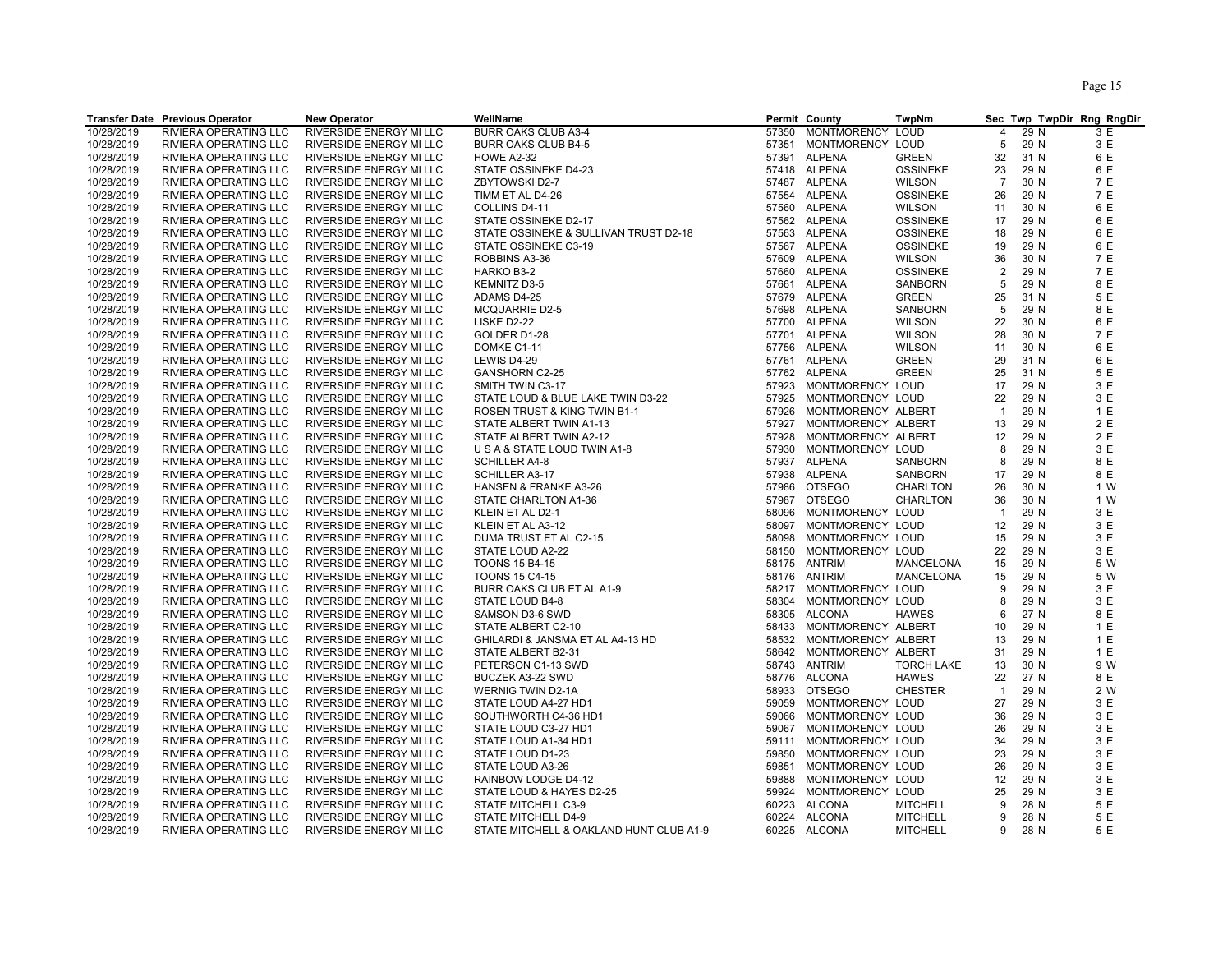| Transfer Date | Previous Operator | New Operator | WellName | Permit | County | TwpNm | Sec | Twp | TwpDir | Rng | RngDir |
|---|---|---|---|---|---|---|---|---|---|---|---|
| 10/28/2019 | RIVIERA OPERATING LLC | RIVERSIDE ENERGY MI LLC | BURR OAKS CLUB A3-4 | 57350 | MONTMORENCY | LOUD | 4 | 29 | N | 3 | E |
| 10/28/2019 | RIVIERA OPERATING LLC | RIVERSIDE ENERGY MI LLC | BURR OAKS CLUB B4-5 | 57351 | MONTMORENCY | LOUD | 5 | 29 | N | 3 | E |
| 10/28/2019 | RIVIERA OPERATING LLC | RIVERSIDE ENERGY MI LLC | HOWE A2-32 | 57391 | ALPENA | GREEN | 32 | 31 | N | 6 | E |
| 10/28/2019 | RIVIERA OPERATING LLC | RIVERSIDE ENERGY MI LLC | STATE OSSINEKE D4-23 | 57418 | ALPENA | OSSINEKE | 23 | 29 | N | 6 | E |
| 10/28/2019 | RIVIERA OPERATING LLC | RIVERSIDE ENERGY MI LLC | ZBYTOWSKI D2-7 | 57487 | ALPENA | WILSON | 7 | 30 | N | 7 | E |
| 10/28/2019 | RIVIERA OPERATING LLC | RIVERSIDE ENERGY MI LLC | TIMM ET AL D4-26 | 57554 | ALPENA | OSSINEKE | 26 | 29 | N | 7 | E |
| 10/28/2019 | RIVIERA OPERATING LLC | RIVERSIDE ENERGY MI LLC | COLLINS D4-11 | 57560 | ALPENA | WILSON | 11 | 30 | N | 6 | E |
| 10/28/2019 | RIVIERA OPERATING LLC | RIVERSIDE ENERGY MI LLC | STATE OSSINEKE D2-17 | 57562 | ALPENA | OSSINEKE | 17 | 29 | N | 6 | E |
| 10/28/2019 | RIVIERA OPERATING LLC | RIVERSIDE ENERGY MI LLC | STATE OSSINEKE & SULLIVAN TRUST D2-18 | 57563 | ALPENA | OSSINEKE | 18 | 29 | N | 6 | E |
| 10/28/2019 | RIVIERA OPERATING LLC | RIVERSIDE ENERGY MI LLC | STATE OSSINEKE C3-19 | 57567 | ALPENA | OSSINEKE | 19 | 29 | N | 6 | E |
| 10/28/2019 | RIVIERA OPERATING LLC | RIVERSIDE ENERGY MI LLC | ROBBINS A3-36 | 57609 | ALPENA | WILSON | 36 | 30 | N | 7 | E |
| 10/28/2019 | RIVIERA OPERATING LLC | RIVERSIDE ENERGY MI LLC | HARKO B3-2 | 57660 | ALPENA | OSSINEKE | 2 | 29 | N | 7 | E |
| 10/28/2019 | RIVIERA OPERATING LLC | RIVERSIDE ENERGY MI LLC | KEMNITZ D3-5 | 57661 | ALPENA | SANBORN | 5 | 29 | N | 8 | E |
| 10/28/2019 | RIVIERA OPERATING LLC | RIVERSIDE ENERGY MI LLC | ADAMS D4-25 | 57679 | ALPENA | GREEN | 25 | 31 | N | 5 | E |
| 10/28/2019 | RIVIERA OPERATING LLC | RIVERSIDE ENERGY MI LLC | MCQUARRIE D2-5 | 57698 | ALPENA | SANBORN | 5 | 29 | N | 8 | E |
| 10/28/2019 | RIVIERA OPERATING LLC | RIVERSIDE ENERGY MI LLC | LISKE D2-22 | 57700 | ALPENA | WILSON | 22 | 30 | N | 6 | E |
| 10/28/2019 | RIVIERA OPERATING LLC | RIVERSIDE ENERGY MI LLC | GOLDER D1-28 | 57701 | ALPENA | WILSON | 28 | 30 | N | 7 | E |
| 10/28/2019 | RIVIERA OPERATING LLC | RIVERSIDE ENERGY MI LLC | DOMKE C1-11 | 57756 | ALPENA | WILSON | 11 | 30 | N | 6 | E |
| 10/28/2019 | RIVIERA OPERATING LLC | RIVERSIDE ENERGY MI LLC | LEWIS D4-29 | 57761 | ALPENA | GREEN | 29 | 31 | N | 6 | E |
| 10/28/2019 | RIVIERA OPERATING LLC | RIVERSIDE ENERGY MI LLC | GANSHORN C2-25 | 57762 | ALPENA | GREEN | 25 | 31 | N | 5 | E |
| 10/28/2019 | RIVIERA OPERATING LLC | RIVERSIDE ENERGY MI LLC | SMITH TWIN C3-17 | 57923 | MONTMORENCY | LOUD | 17 | 29 | N | 3 | E |
| 10/28/2019 | RIVIERA OPERATING LLC | RIVERSIDE ENERGY MI LLC | STATE LOUD & BLUE LAKE TWIN D3-22 | 57925 | MONTMORENCY | LOUD | 22 | 29 | N | 3 | E |
| 10/28/2019 | RIVIERA OPERATING LLC | RIVERSIDE ENERGY MI LLC | ROSEN TRUST & KING TWIN B1-1 | 57926 | MONTMORENCY | ALBERT | 1 | 29 | N | 1 | E |
| 10/28/2019 | RIVIERA OPERATING LLC | RIVERSIDE ENERGY MI LLC | STATE ALBERT TWIN A1-13 | 57927 | MONTMORENCY | ALBERT | 13 | 29 | N | 2 | E |
| 10/28/2019 | RIVIERA OPERATING LLC | RIVERSIDE ENERGY MI LLC | STATE ALBERT TWIN A2-12 | 57928 | MONTMORENCY | ALBERT | 12 | 29 | N | 2 | E |
| 10/28/2019 | RIVIERA OPERATING LLC | RIVERSIDE ENERGY MI LLC | U S A & STATE LOUD TWIN A1-8 | 57930 | MONTMORENCY | LOUD | 8 | 29 | N | 3 | E |
| 10/28/2019 | RIVIERA OPERATING LLC | RIVERSIDE ENERGY MI LLC | SCHILLER A4-8 | 57937 | ALPENA | SANBORN | 8 | 29 | N | 8 | E |
| 10/28/2019 | RIVIERA OPERATING LLC | RIVERSIDE ENERGY MI LLC | SCHILLER A3-17 | 57938 | ALPENA | SANBORN | 17 | 29 | N | 8 | E |
| 10/28/2019 | RIVIERA OPERATING LLC | RIVERSIDE ENERGY MI LLC | HANSEN & FRANKE A3-26 | 57986 | OTSEGO | CHARLTON | 26 | 30 | N | 1 | W |
| 10/28/2019 | RIVIERA OPERATING LLC | RIVERSIDE ENERGY MI LLC | STATE CHARLTON A1-36 | 57987 | OTSEGO | CHARLTON | 36 | 30 | N | 1 | W |
| 10/28/2019 | RIVIERA OPERATING LLC | RIVERSIDE ENERGY MI LLC | KLEIN ET AL D2-1 | 58096 | MONTMORENCY | LOUD | 1 | 29 | N | 3 | E |
| 10/28/2019 | RIVIERA OPERATING LLC | RIVERSIDE ENERGY MI LLC | KLEIN ET AL A3-12 | 58097 | MONTMORENCY | LOUD | 12 | 29 | N | 3 | E |
| 10/28/2019 | RIVIERA OPERATING LLC | RIVERSIDE ENERGY MI LLC | DUMA TRUST ET AL C2-15 | 58098 | MONTMORENCY | LOUD | 15 | 29 | N | 3 | E |
| 10/28/2019 | RIVIERA OPERATING LLC | RIVERSIDE ENERGY MI LLC | STATE LOUD A2-22 | 58150 | MONTMORENCY | LOUD | 22 | 29 | N | 3 | E |
| 10/28/2019 | RIVIERA OPERATING LLC | RIVERSIDE ENERGY MI LLC | TOONS 15 B4-15 | 58175 | ANTRIM | MANCELONA | 15 | 29 | N | 5 | W |
| 10/28/2019 | RIVIERA OPERATING LLC | RIVERSIDE ENERGY MI LLC | TOONS 15 C4-15 | 58176 | ANTRIM | MANCELONA | 15 | 29 | N | 5 | W |
| 10/28/2019 | RIVIERA OPERATING LLC | RIVERSIDE ENERGY MI LLC | BURR OAKS CLUB ET AL A1-9 | 58217 | MONTMORENCY | LOUD | 9 | 29 | N | 3 | E |
| 10/28/2019 | RIVIERA OPERATING LLC | RIVERSIDE ENERGY MI LLC | STATE LOUD B4-8 | 58304 | MONTMORENCY | LOUD | 8 | 29 | N | 3 | E |
| 10/28/2019 | RIVIERA OPERATING LLC | RIVERSIDE ENERGY MI LLC | SAMSON D3-6 SWD | 58305 | ALCONA | HAWES | 6 | 27 | N | 8 | E |
| 10/28/2019 | RIVIERA OPERATING LLC | RIVERSIDE ENERGY MI LLC | STATE ALBERT C2-10 | 58433 | MONTMORENCY | ALBERT | 10 | 29 | N | 1 | E |
| 10/28/2019 | RIVIERA OPERATING LLC | RIVERSIDE ENERGY MI LLC | GHILARDI & JANSMA ET AL A4-13 HD | 58532 | MONTMORENCY | ALBERT | 13 | 29 | N | 1 | E |
| 10/28/2019 | RIVIERA OPERATING LLC | RIVERSIDE ENERGY MI LLC | STATE ALBERT B2-31 | 58642 | MONTMORENCY | ALBERT | 31 | 29 | N | 1 | E |
| 10/28/2019 | RIVIERA OPERATING LLC | RIVERSIDE ENERGY MI LLC | PETERSON C1-13 SWD | 58743 | ANTRIM | TORCH LAKE | 13 | 30 | N | 9 | W |
| 10/28/2019 | RIVIERA OPERATING LLC | RIVERSIDE ENERGY MI LLC | BUCZEK A3-22 SWD | 58776 | ALCONA | HAWES | 22 | 27 | N | 8 | E |
| 10/28/2019 | RIVIERA OPERATING LLC | RIVERSIDE ENERGY MI LLC | WERNIG TWIN D2-1A | 58933 | OTSEGO | CHESTER | 1 | 29 | N | 2 | W |
| 10/28/2019 | RIVIERA OPERATING LLC | RIVERSIDE ENERGY MI LLC | STATE LOUD A4-27 HD1 | 59059 | MONTMORENCY | LOUD | 27 | 29 | N | 3 | E |
| 10/28/2019 | RIVIERA OPERATING LLC | RIVERSIDE ENERGY MI LLC | SOUTHWORTH C4-36 HD1 | 59066 | MONTMORENCY | LOUD | 36 | 29 | N | 3 | E |
| 10/28/2019 | RIVIERA OPERATING LLC | RIVERSIDE ENERGY MI LLC | STATE LOUD C3-27 HD1 | 59067 | MONTMORENCY | LOUD | 26 | 29 | N | 3 | E |
| 10/28/2019 | RIVIERA OPERATING LLC | RIVERSIDE ENERGY MI LLC | STATE LOUD A1-34 HD1 | 59111 | MONTMORENCY | LOUD | 34 | 29 | N | 3 | E |
| 10/28/2019 | RIVIERA OPERATING LLC | RIVERSIDE ENERGY MI LLC | STATE LOUD D1-23 | 59850 | MONTMORENCY | LOUD | 23 | 29 | N | 3 | E |
| 10/28/2019 | RIVIERA OPERATING LLC | RIVERSIDE ENERGY MI LLC | STATE LOUD A3-26 | 59851 | MONTMORENCY | LOUD | 26 | 29 | N | 3 | E |
| 10/28/2019 | RIVIERA OPERATING LLC | RIVERSIDE ENERGY MI LLC | RAINBOW LODGE D4-12 | 59888 | MONTMORENCY | LOUD | 12 | 29 | N | 3 | E |
| 10/28/2019 | RIVIERA OPERATING LLC | RIVERSIDE ENERGY MI LLC | STATE LOUD & HAYES D2-25 | 59924 | MONTMORENCY | LOUD | 25 | 29 | N | 3 | E |
| 10/28/2019 | RIVIERA OPERATING LLC | RIVERSIDE ENERGY MI LLC | STATE MITCHELL C3-9 | 60223 | ALCONA | MITCHELL | 9 | 28 | N | 5 | E |
| 10/28/2019 | RIVIERA OPERATING LLC | RIVERSIDE ENERGY MI LLC | STATE MITCHELL D4-9 | 60224 | ALCONA | MITCHELL | 9 | 28 | N | 5 | E |
| 10/28/2019 | RIVIERA OPERATING LLC | RIVERSIDE ENERGY MI LLC | STATE MITCHELL & OAKLAND HUNT CLUB A1-9 | 60225 | ALCONA | MITCHELL | 9 | 28 | N | 5 | E |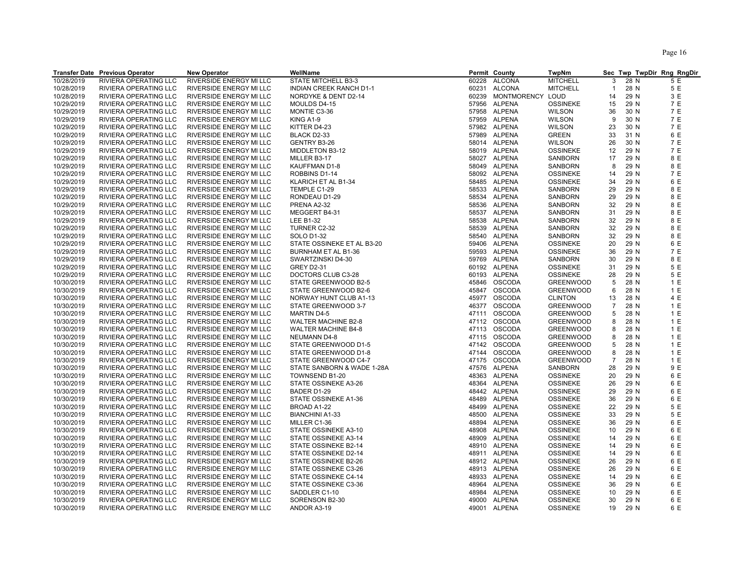| Transfer Date | Previous Operator | New Operator | WellName | Permit | County | TwpNm | Sec | Twp | TwpDir | Rng | RngDir |
|---|---|---|---|---|---|---|---|---|---|---|---|
| 10/28/2019 | RIVIERA OPERATING LLC | RIVERSIDE ENERGY MI LLC | STATE MITCHELL B3-3 | 60228 | ALCONA | MITCHELL | 3 | 28 | N | 5 | E |
| 10/28/2019 | RIVIERA OPERATING LLC | RIVERSIDE ENERGY MI LLC | INDIAN CREEK RANCH D1-1 | 60231 | ALCONA | MITCHELL | 1 | 28 | N | 5 | E |
| 10/28/2019 | RIVIERA OPERATING LLC | RIVERSIDE ENERGY MI LLC | NORDYKE & DENT D2-14 | 60239 | MONTMORENCY | LOUD | 14 | 29 | N | 3 | E |
| 10/29/2019 | RIVIERA OPERATING LLC | RIVERSIDE ENERGY MI LLC | MOULDS D4-15 | 57956 | ALPENA | OSSINEKE | 15 | 29 | N | 7 | E |
| 10/29/2019 | RIVIERA OPERATING LLC | RIVERSIDE ENERGY MI LLC | MONTIE C3-36 | 57958 | ALPENA | WILSON | 36 | 30 | N | 7 | E |
| 10/29/2019 | RIVIERA OPERATING LLC | RIVERSIDE ENERGY MI LLC | KING A1-9 | 57959 | ALPENA | WILSON | 9 | 30 | N | 7 | E |
| 10/29/2019 | RIVIERA OPERATING LLC | RIVERSIDE ENERGY MI LLC | KITTER D4-23 | 57982 | ALPENA | WILSON | 23 | 30 | N | 7 | E |
| 10/29/2019 | RIVIERA OPERATING LLC | RIVERSIDE ENERGY MI LLC | BLACK D2-33 | 57989 | ALPENA | GREEN | 33 | 31 | N | 6 | E |
| 10/29/2019 | RIVIERA OPERATING LLC | RIVERSIDE ENERGY MI LLC | GENTRY B3-26 | 58014 | ALPENA | WILSON | 26 | 30 | N | 7 | E |
| 10/29/2019 | RIVIERA OPERATING LLC | RIVERSIDE ENERGY MI LLC | MIDDLETON B3-12 | 58019 | ALPENA | OSSINEKE | 12 | 29 | N | 7 | E |
| 10/29/2019 | RIVIERA OPERATING LLC | RIVERSIDE ENERGY MI LLC | MILLER B3-17 | 58027 | ALPENA | SANBORN | 17 | 29 | N | 8 | E |
| 10/29/2019 | RIVIERA OPERATING LLC | RIVERSIDE ENERGY MI LLC | KAUFFMAN D1-8 | 58049 | ALPENA | SANBORN | 8 | 29 | N | 8 | E |
| 10/29/2019 | RIVIERA OPERATING LLC | RIVERSIDE ENERGY MI LLC | ROBBINS D1-14 | 58092 | ALPENA | OSSINEKE | 14 | 29 | N | 7 | E |
| 10/29/2019 | RIVIERA OPERATING LLC | RIVERSIDE ENERGY MI LLC | KLARICH ET AL B1-34 | 58485 | ALPENA | OSSINEKE | 34 | 29 | N | 6 | E |
| 10/29/2019 | RIVIERA OPERATING LLC | RIVERSIDE ENERGY MI LLC | TEMPLE C1-29 | 58533 | ALPENA | SANBORN | 29 | 29 | N | 8 | E |
| 10/29/2019 | RIVIERA OPERATING LLC | RIVERSIDE ENERGY MI LLC | RONDEAU D1-29 | 58534 | ALPENA | SANBORN | 29 | 29 | N | 8 | E |
| 10/29/2019 | RIVIERA OPERATING LLC | RIVERSIDE ENERGY MI LLC | PRENA A2-32 | 58536 | ALPENA | SANBORN | 32 | 29 | N | 8 | E |
| 10/29/2019 | RIVIERA OPERATING LLC | RIVERSIDE ENERGY MI LLC | MEGGERT B4-31 | 58537 | ALPENA | SANBORN | 31 | 29 | N | 8 | E |
| 10/29/2019 | RIVIERA OPERATING LLC | RIVERSIDE ENERGY MI LLC | LEE B1-32 | 58538 | ALPENA | SANBORN | 32 | 29 | N | 8 | E |
| 10/29/2019 | RIVIERA OPERATING LLC | RIVERSIDE ENERGY MI LLC | TURNER C2-32 | 58539 | ALPENA | SANBORN | 32 | 29 | N | 8 | E |
| 10/29/2019 | RIVIERA OPERATING LLC | RIVERSIDE ENERGY MI LLC | SOLO D1-32 | 58540 | ALPENA | SANBORN | 32 | 29 | N | 8 | E |
| 10/29/2019 | RIVIERA OPERATING LLC | RIVERSIDE ENERGY MI LLC | STATE OSSINEKE ET AL B3-20 | 59406 | ALPENA | OSSINEKE | 20 | 29 | N | 6 | E |
| 10/29/2019 | RIVIERA OPERATING LLC | RIVERSIDE ENERGY MI LLC | BURNHAM ET AL B1-36 | 59593 | ALPENA | OSSINEKE | 36 | 29 | N | 7 | E |
| 10/29/2019 | RIVIERA OPERATING LLC | RIVERSIDE ENERGY MI LLC | SWARTZINSKI D4-30 | 59769 | ALPENA | SANBORN | 30 | 29 | N | 8 | E |
| 10/29/2019 | RIVIERA OPERATING LLC | RIVERSIDE ENERGY MI LLC | GREY D2-31 | 60192 | ALPENA | OSSINEKE | 31 | 29 | N | 5 | E |
| 10/29/2019 | RIVIERA OPERATING LLC | RIVERSIDE ENERGY MI LLC | DOCTORS CLUB C3-28 | 60193 | ALPENA | OSSINEKE | 28 | 29 | N | 5 | E |
| 10/30/2019 | RIVIERA OPERATING LLC | RIVERSIDE ENERGY MI LLC | STATE GREENWOOD B2-5 | 45846 | OSCODA | GREENWOOD | 5 | 28 | N | 1 | E |
| 10/30/2019 | RIVIERA OPERATING LLC | RIVERSIDE ENERGY MI LLC | STATE GREENWOOD B2-6 | 45847 | OSCODA | GREENWOOD | 6 | 28 | N | 1 | E |
| 10/30/2019 | RIVIERA OPERATING LLC | RIVERSIDE ENERGY MI LLC | NORWAY HUNT CLUB A1-13 | 45977 | OSCODA | CLINTON | 13 | 28 | N | 4 | E |
| 10/30/2019 | RIVIERA OPERATING LLC | RIVERSIDE ENERGY MI LLC | STATE GREENWOOD 3-7 | 46377 | OSCODA | GREENWOOD | 7 | 28 | N | 1 | E |
| 10/30/2019 | RIVIERA OPERATING LLC | RIVERSIDE ENERGY MI LLC | MARTIN D4-5 | 47111 | OSCODA | GREENWOOD | 5 | 28 | N | 1 | E |
| 10/30/2019 | RIVIERA OPERATING LLC | RIVERSIDE ENERGY MI LLC | WALTER MACHINE B2-8 | 47112 | OSCODA | GREENWOOD | 8 | 28 | N | 1 | E |
| 10/30/2019 | RIVIERA OPERATING LLC | RIVERSIDE ENERGY MI LLC | WALTER MACHINE B4-8 | 47113 | OSCODA | GREENWOOD | 8 | 28 | N | 1 | E |
| 10/30/2019 | RIVIERA OPERATING LLC | RIVERSIDE ENERGY MI LLC | NEUMANN D4-8 | 47115 | OSCODA | GREENWOOD | 8 | 28 | N | 1 | E |
| 10/30/2019 | RIVIERA OPERATING LLC | RIVERSIDE ENERGY MI LLC | STATE GREENWOOD D1-5 | 47142 | OSCODA | GREENWOOD | 5 | 28 | N | 1 | E |
| 10/30/2019 | RIVIERA OPERATING LLC | RIVERSIDE ENERGY MI LLC | STATE GREENWOOD D1-8 | 47144 | OSCODA | GREENWOOD | 8 | 28 | N | 1 | E |
| 10/30/2019 | RIVIERA OPERATING LLC | RIVERSIDE ENERGY MI LLC | STATE GREENWOOD C4-7 | 47175 | OSCODA | GREENWOOD | 7 | 28 | N | 1 | E |
| 10/30/2019 | RIVIERA OPERATING LLC | RIVERSIDE ENERGY MI LLC | STATE SANBORN & WADE 1-28A | 47576 | ALPENA | SANBORN | 28 | 29 | N | 9 | E |
| 10/30/2019 | RIVIERA OPERATING LLC | RIVERSIDE ENERGY MI LLC | TOWNSEND B1-20 | 48363 | ALPENA | OSSINEKE | 20 | 29 | N | 6 | E |
| 10/30/2019 | RIVIERA OPERATING LLC | RIVERSIDE ENERGY MI LLC | STATE OSSINEKE A3-26 | 48364 | ALPENA | OSSINEKE | 26 | 29 | N | 6 | E |
| 10/30/2019 | RIVIERA OPERATING LLC | RIVERSIDE ENERGY MI LLC | BADER D1-29 | 48442 | ALPENA | OSSINEKE | 29 | 29 | N | 6 | E |
| 10/30/2019 | RIVIERA OPERATING LLC | RIVERSIDE ENERGY MI LLC | STATE OSSINEKE A1-36 | 48489 | ALPENA | OSSINEKE | 36 | 29 | N | 6 | E |
| 10/30/2019 | RIVIERA OPERATING LLC | RIVERSIDE ENERGY MI LLC | BROAD A1-22 | 48499 | ALPENA | OSSINEKE | 22 | 29 | N | 5 | E |
| 10/30/2019 | RIVIERA OPERATING LLC | RIVERSIDE ENERGY MI LLC | BIANCHINI A1-33 | 48500 | ALPENA | OSSINEKE | 33 | 29 | N | 5 | E |
| 10/30/2019 | RIVIERA OPERATING LLC | RIVERSIDE ENERGY MI LLC | MILLER C1-36 | 48894 | ALPENA | OSSINEKE | 36 | 29 | N | 6 | E |
| 10/30/2019 | RIVIERA OPERATING LLC | RIVERSIDE ENERGY MI LLC | STATE OSSINEKE A3-10 | 48908 | ALPENA | OSSINEKE | 10 | 29 | N | 6 | E |
| 10/30/2019 | RIVIERA OPERATING LLC | RIVERSIDE ENERGY MI LLC | STATE OSSINEKE A3-14 | 48909 | ALPENA | OSSINEKE | 14 | 29 | N | 6 | E |
| 10/30/2019 | RIVIERA OPERATING LLC | RIVERSIDE ENERGY MI LLC | STATE OSSINEKE B2-14 | 48910 | ALPENA | OSSINEKE | 14 | 29 | N | 6 | E |
| 10/30/2019 | RIVIERA OPERATING LLC | RIVERSIDE ENERGY MI LLC | STATE OSSINEKE D2-14 | 48911 | ALPENA | OSSINEKE | 14 | 29 | N | 6 | E |
| 10/30/2019 | RIVIERA OPERATING LLC | RIVERSIDE ENERGY MI LLC | STATE OSSINEKE B2-26 | 48912 | ALPENA | OSSINEKE | 26 | 29 | N | 6 | E |
| 10/30/2019 | RIVIERA OPERATING LLC | RIVERSIDE ENERGY MI LLC | STATE OSSINEKE C3-26 | 48913 | ALPENA | OSSINEKE | 26 | 29 | N | 6 | E |
| 10/30/2019 | RIVIERA OPERATING LLC | RIVERSIDE ENERGY MI LLC | STATE OSSINEKE C4-14 | 48933 | ALPENA | OSSINEKE | 14 | 29 | N | 6 | E |
| 10/30/2019 | RIVIERA OPERATING LLC | RIVERSIDE ENERGY MI LLC | STATE OSSINEKE C3-36 | 48964 | ALPENA | OSSINEKE | 36 | 29 | N | 6 | E |
| 10/30/2019 | RIVIERA OPERATING LLC | RIVERSIDE ENERGY MI LLC | SADDLER C1-10 | 48984 | ALPENA | OSSINEKE | 10 | 29 | N | 6 | E |
| 10/30/2019 | RIVIERA OPERATING LLC | RIVERSIDE ENERGY MI LLC | SORENSON B2-30 | 49000 | ALPENA | OSSINEKE | 30 | 29 | N | 6 | E |
| 10/30/2019 | RIVIERA OPERATING LLC | RIVERSIDE ENERGY MI LLC | ANDOR A3-19 | 49001 | ALPENA | OSSINEKE | 19 | 29 | N | 6 | E |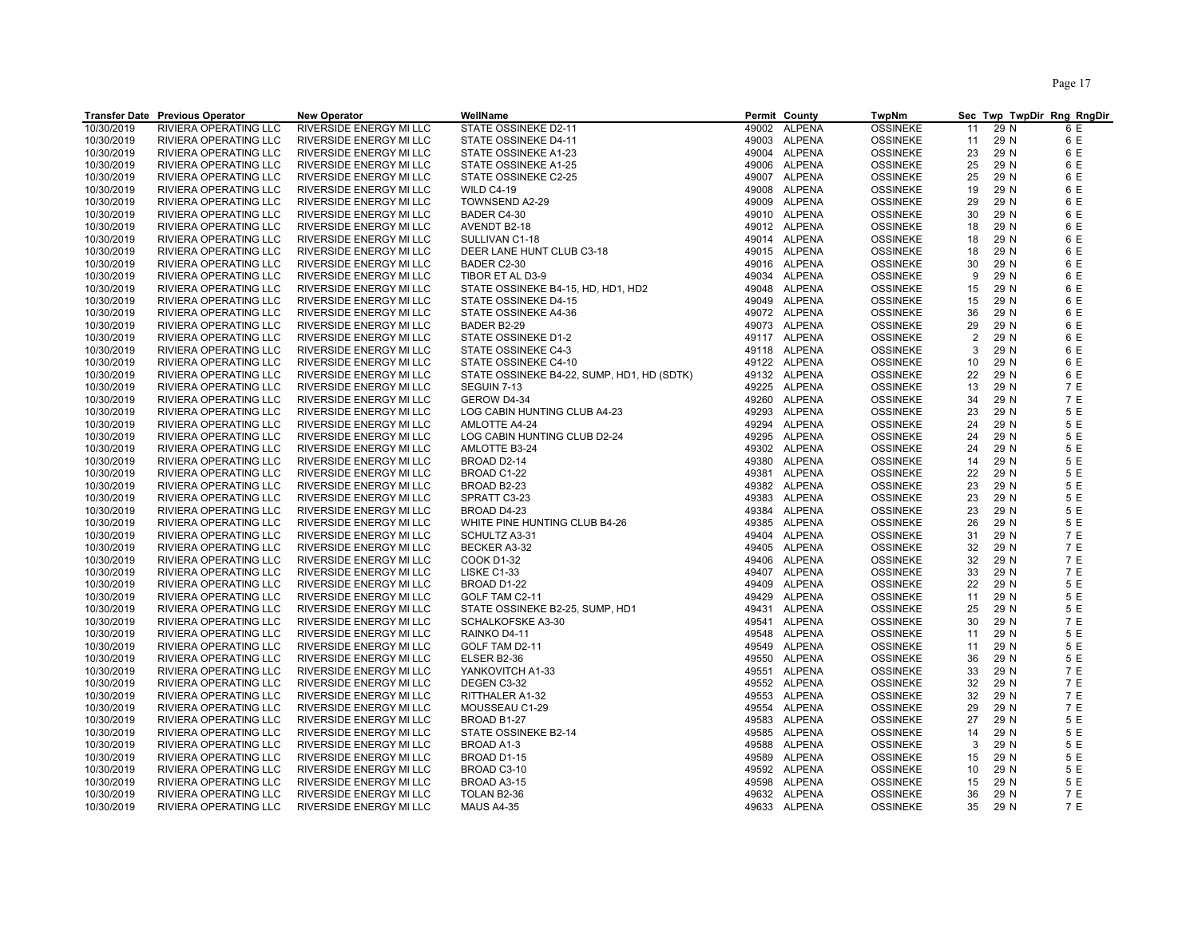| Transfer Date | Previous Operator | New Operator | WellName | Permit | County | TwpNm | Sec | Twp | TwpDir | Rng | RngDir |
|---|---|---|---|---|---|---|---|---|---|---|---|
| 10/30/2019 | RIVIERA OPERATING LLC | RIVERSIDE ENERGY MI LLC | STATE OSSINEKE D2-11 | 49002 | ALPENA | OSSINEKE | 11 | 29 | N | 6 | E |
| 10/30/2019 | RIVIERA OPERATING LLC | RIVERSIDE ENERGY MI LLC | STATE OSSINEKE D4-11 | 49003 | ALPENA | OSSINEKE | 11 | 29 | N | 6 | E |
| 10/30/2019 | RIVIERA OPERATING LLC | RIVERSIDE ENERGY MI LLC | STATE OSSINEKE A1-23 | 49004 | ALPENA | OSSINEKE | 23 | 29 | N | 6 | E |
| 10/30/2019 | RIVIERA OPERATING LLC | RIVERSIDE ENERGY MI LLC | STATE OSSINEKE A1-25 | 49006 | ALPENA | OSSINEKE | 25 | 29 | N | 6 | E |
| 10/30/2019 | RIVIERA OPERATING LLC | RIVERSIDE ENERGY MI LLC | STATE OSSINEKE C2-25 | 49007 | ALPENA | OSSINEKE | 25 | 29 | N | 6 | E |
| 10/30/2019 | RIVIERA OPERATING LLC | RIVERSIDE ENERGY MI LLC | WILD C4-19 | 49008 | ALPENA | OSSINEKE | 19 | 29 | N | 6 | E |
| 10/30/2019 | RIVIERA OPERATING LLC | RIVERSIDE ENERGY MI LLC | TOWNSEND A2-29 | 49009 | ALPENA | OSSINEKE | 29 | 29 | N | 6 | E |
| 10/30/2019 | RIVIERA OPERATING LLC | RIVERSIDE ENERGY MI LLC | BADER C4-30 | 49010 | ALPENA | OSSINEKE | 30 | 29 | N | 6 | E |
| 10/30/2019 | RIVIERA OPERATING LLC | RIVERSIDE ENERGY MI LLC | AVENDT B2-18 | 49012 | ALPENA | OSSINEKE | 18 | 29 | N | 6 | E |
| 10/30/2019 | RIVIERA OPERATING LLC | RIVERSIDE ENERGY MI LLC | SULLIVAN C1-18 | 49014 | ALPENA | OSSINEKE | 18 | 29 | N | 6 | E |
| 10/30/2019 | RIVIERA OPERATING LLC | RIVERSIDE ENERGY MI LLC | DEER LANE HUNT CLUB C3-18 | 49015 | ALPENA | OSSINEKE | 18 | 29 | N | 6 | E |
| 10/30/2019 | RIVIERA OPERATING LLC | RIVERSIDE ENERGY MI LLC | BADER C2-30 | 49016 | ALPENA | OSSINEKE | 30 | 29 | N | 6 | E |
| 10/30/2019 | RIVIERA OPERATING LLC | RIVERSIDE ENERGY MI LLC | TIBOR ET AL D3-9 | 49034 | ALPENA | OSSINEKE | 9 | 29 | N | 6 | E |
| 10/30/2019 | RIVIERA OPERATING LLC | RIVERSIDE ENERGY MI LLC | STATE OSSINEKE B4-15, HD, HD1, HD2 | 49048 | ALPENA | OSSINEKE | 15 | 29 | N | 6 | E |
| 10/30/2019 | RIVIERA OPERATING LLC | RIVERSIDE ENERGY MI LLC | STATE OSSINEKE D4-15 | 49049 | ALPENA | OSSINEKE | 15 | 29 | N | 6 | E |
| 10/30/2019 | RIVIERA OPERATING LLC | RIVERSIDE ENERGY MI LLC | STATE OSSINEKE A4-36 | 49072 | ALPENA | OSSINEKE | 36 | 29 | N | 6 | E |
| 10/30/2019 | RIVIERA OPERATING LLC | RIVERSIDE ENERGY MI LLC | BADER B2-29 | 49073 | ALPENA | OSSINEKE | 29 | 29 | N | 6 | E |
| 10/30/2019 | RIVIERA OPERATING LLC | RIVERSIDE ENERGY MI LLC | STATE OSSINEKE D1-2 | 49117 | ALPENA | OSSINEKE | 2 | 29 | N | 6 | E |
| 10/30/2019 | RIVIERA OPERATING LLC | RIVERSIDE ENERGY MI LLC | STATE OSSINEKE C4-3 | 49118 | ALPENA | OSSINEKE | 3 | 29 | N | 6 | E |
| 10/30/2019 | RIVIERA OPERATING LLC | RIVERSIDE ENERGY MI LLC | STATE OSSINEKE C4-10 | 49122 | ALPENA | OSSINEKE | 10 | 29 | N | 6 | E |
| 10/30/2019 | RIVIERA OPERATING LLC | RIVERSIDE ENERGY MI LLC | STATE OSSINEKE B4-22, SUMP, HD1, HD (SDTK) | 49132 | ALPENA | OSSINEKE | 22 | 29 | N | 6 | E |
| 10/30/2019 | RIVIERA OPERATING LLC | RIVERSIDE ENERGY MI LLC | SEGUIN 7-13 | 49225 | ALPENA | OSSINEKE | 13 | 29 | N | 7 | E |
| 10/30/2019 | RIVIERA OPERATING LLC | RIVERSIDE ENERGY MI LLC | GEROW D4-34 | 49260 | ALPENA | OSSINEKE | 34 | 29 | N | 7 | E |
| 10/30/2019 | RIVIERA OPERATING LLC | RIVERSIDE ENERGY MI LLC | LOG CABIN HUNTING CLUB A4-23 | 49293 | ALPENA | OSSINEKE | 23 | 29 | N | 5 | E |
| 10/30/2019 | RIVIERA OPERATING LLC | RIVERSIDE ENERGY MI LLC | AMLOTTE A4-24 | 49294 | ALPENA | OSSINEKE | 24 | 29 | N | 5 | E |
| 10/30/2019 | RIVIERA OPERATING LLC | RIVERSIDE ENERGY MI LLC | LOG CABIN HUNTING CLUB D2-24 | 49295 | ALPENA | OSSINEKE | 24 | 29 | N | 5 | E |
| 10/30/2019 | RIVIERA OPERATING LLC | RIVERSIDE ENERGY MI LLC | AMLOTTE B3-24 | 49302 | ALPENA | OSSINEKE | 24 | 29 | N | 5 | E |
| 10/30/2019 | RIVIERA OPERATING LLC | RIVERSIDE ENERGY MI LLC | BROAD D2-14 | 49380 | ALPENA | OSSINEKE | 14 | 29 | N | 5 | E |
| 10/30/2019 | RIVIERA OPERATING LLC | RIVERSIDE ENERGY MI LLC | BROAD C1-22 | 49381 | ALPENA | OSSINEKE | 22 | 29 | N | 5 | E |
| 10/30/2019 | RIVIERA OPERATING LLC | RIVERSIDE ENERGY MI LLC | BROAD B2-23 | 49382 | ALPENA | OSSINEKE | 23 | 29 | N | 5 | E |
| 10/30/2019 | RIVIERA OPERATING LLC | RIVERSIDE ENERGY MI LLC | SPRATT C3-23 | 49383 | ALPENA | OSSINEKE | 23 | 29 | N | 5 | E |
| 10/30/2019 | RIVIERA OPERATING LLC | RIVERSIDE ENERGY MI LLC | BROAD D4-23 | 49384 | ALPENA | OSSINEKE | 23 | 29 | N | 5 | E |
| 10/30/2019 | RIVIERA OPERATING LLC | RIVERSIDE ENERGY MI LLC | WHITE PINE HUNTING CLUB B4-26 | 49385 | ALPENA | OSSINEKE | 26 | 29 | N | 5 | E |
| 10/30/2019 | RIVIERA OPERATING LLC | RIVERSIDE ENERGY MI LLC | SCHULTZ A3-31 | 49404 | ALPENA | OSSINEKE | 31 | 29 | N | 7 | E |
| 10/30/2019 | RIVIERA OPERATING LLC | RIVERSIDE ENERGY MI LLC | BECKER A3-32 | 49405 | ALPENA | OSSINEKE | 32 | 29 | N | 7 | E |
| 10/30/2019 | RIVIERA OPERATING LLC | RIVERSIDE ENERGY MI LLC | COOK D1-32 | 49406 | ALPENA | OSSINEKE | 32 | 29 | N | 7 | E |
| 10/30/2019 | RIVIERA OPERATING LLC | RIVERSIDE ENERGY MI LLC | LISKE C1-33 | 49407 | ALPENA | OSSINEKE | 33 | 29 | N | 7 | E |
| 10/30/2019 | RIVIERA OPERATING LLC | RIVERSIDE ENERGY MI LLC | BROAD D1-22 | 49409 | ALPENA | OSSINEKE | 22 | 29 | N | 5 | E |
| 10/30/2019 | RIVIERA OPERATING LLC | RIVERSIDE ENERGY MI LLC | GOLF TAM C2-11 | 49429 | ALPENA | OSSINEKE | 11 | 29 | N | 5 | E |
| 10/30/2019 | RIVIERA OPERATING LLC | RIVERSIDE ENERGY MI LLC | STATE OSSINEKE B2-25, SUMP, HD1 | 49431 | ALPENA | OSSINEKE | 25 | 29 | N | 5 | E |
| 10/30/2019 | RIVIERA OPERATING LLC | RIVERSIDE ENERGY MI LLC | SCHALKOFSKE A3-30 | 49541 | ALPENA | OSSINEKE | 30 | 29 | N | 7 | E |
| 10/30/2019 | RIVIERA OPERATING LLC | RIVERSIDE ENERGY MI LLC | RAINKO D4-11 | 49548 | ALPENA | OSSINEKE | 11 | 29 | N | 5 | E |
| 10/30/2019 | RIVIERA OPERATING LLC | RIVERSIDE ENERGY MI LLC | GOLF TAM D2-11 | 49549 | ALPENA | OSSINEKE | 11 | 29 | N | 5 | E |
| 10/30/2019 | RIVIERA OPERATING LLC | RIVERSIDE ENERGY MI LLC | ELSER B2-36 | 49550 | ALPENA | OSSINEKE | 36 | 29 | N | 5 | E |
| 10/30/2019 | RIVIERA OPERATING LLC | RIVERSIDE ENERGY MI LLC | YANKOVITCH A1-33 | 49551 | ALPENA | OSSINEKE | 33 | 29 | N | 7 | E |
| 10/30/2019 | RIVIERA OPERATING LLC | RIVERSIDE ENERGY MI LLC | DEGEN C3-32 | 49552 | ALPENA | OSSINEKE | 32 | 29 | N | 7 | E |
| 10/30/2019 | RIVIERA OPERATING LLC | RIVERSIDE ENERGY MI LLC | RITTHALER A1-32 | 49553 | ALPENA | OSSINEKE | 32 | 29 | N | 7 | E |
| 10/30/2019 | RIVIERA OPERATING LLC | RIVERSIDE ENERGY MI LLC | MOUSSEAU C1-29 | 49554 | ALPENA | OSSINEKE | 29 | 29 | N | 7 | E |
| 10/30/2019 | RIVIERA OPERATING LLC | RIVERSIDE ENERGY MI LLC | BROAD B1-27 | 49583 | ALPENA | OSSINEKE | 27 | 29 | N | 5 | E |
| 10/30/2019 | RIVIERA OPERATING LLC | RIVERSIDE ENERGY MI LLC | STATE OSSINEKE B2-14 | 49585 | ALPENA | OSSINEKE | 14 | 29 | N | 5 | E |
| 10/30/2019 | RIVIERA OPERATING LLC | RIVERSIDE ENERGY MI LLC | BROAD A1-3 | 49588 | ALPENA | OSSINEKE | 3 | 29 | N | 5 | E |
| 10/30/2019 | RIVIERA OPERATING LLC | RIVERSIDE ENERGY MI LLC | BROAD D1-15 | 49589 | ALPENA | OSSINEKE | 15 | 29 | N | 5 | E |
| 10/30/2019 | RIVIERA OPERATING LLC | RIVERSIDE ENERGY MI LLC | BROAD C3-10 | 49592 | ALPENA | OSSINEKE | 10 | 29 | N | 5 | E |
| 10/30/2019 | RIVIERA OPERATING LLC | RIVERSIDE ENERGY MI LLC | BROAD A3-15 | 49598 | ALPENA | OSSINEKE | 15 | 29 | N | 5 | E |
| 10/30/2019 | RIVIERA OPERATING LLC | RIVERSIDE ENERGY MI LLC | TOLAN B2-36 | 49632 | ALPENA | OSSINEKE | 36 | 29 | N | 7 | E |
| 10/30/2019 | RIVIERA OPERATING LLC | RIVERSIDE ENERGY MI LLC | MAUS A4-35 | 49633 | ALPENA | OSSINEKE | 35 | 29 | N | 7 | E |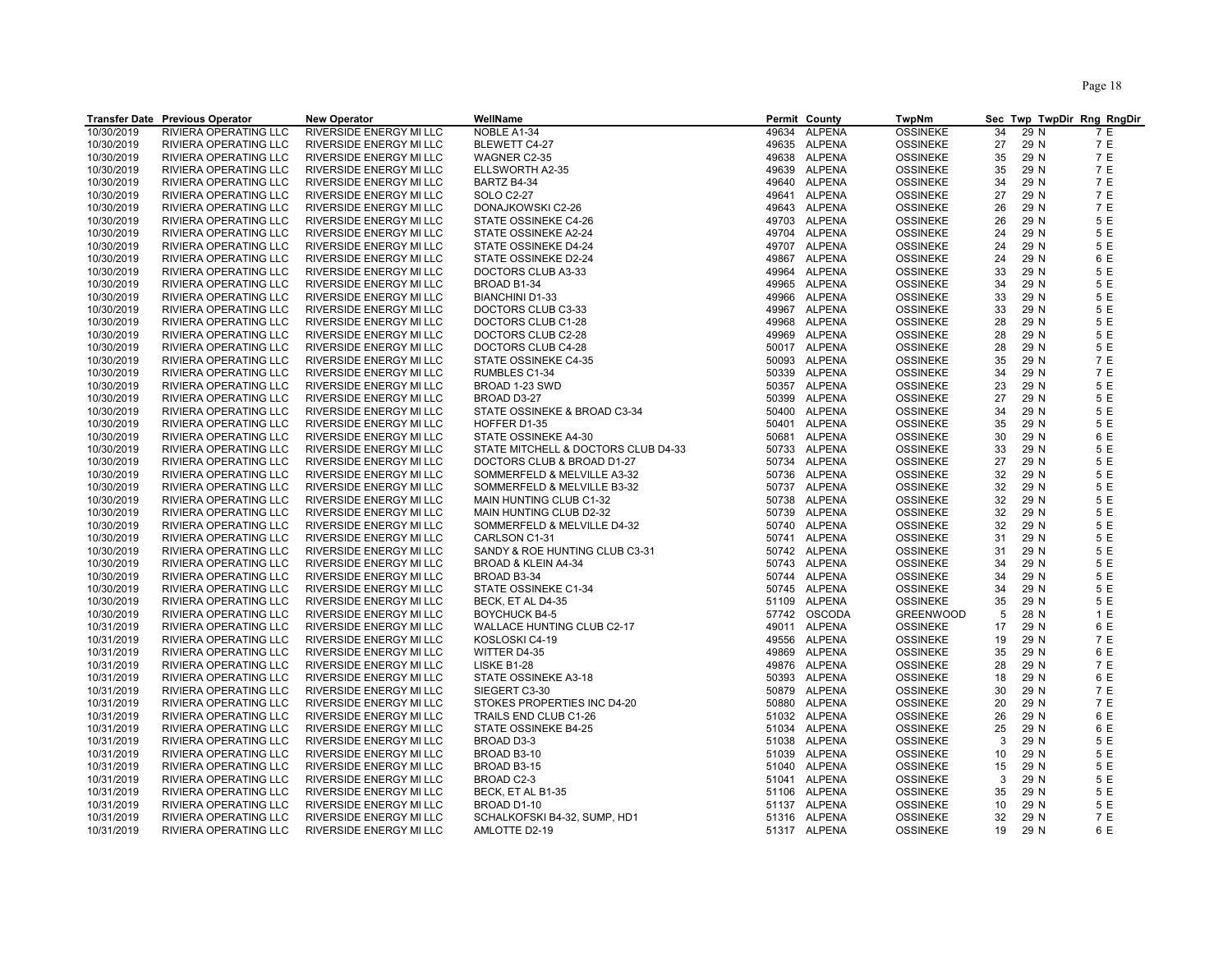| Transfer Date | Previous Operator | New Operator | WellName | Permit | County | TwpNm | Sec | Twp | TwpDir | Rng | RngDir |
|---|---|---|---|---|---|---|---|---|---|---|---|
| 10/30/2019 | RIVIERA OPERATING LLC | RIVERSIDE ENERGY MI LLC | NOBLE A1-34 | 49634 | ALPENA | OSSINEKE | 34 | 29 | N | 7 | E |
| 10/30/2019 | RIVIERA OPERATING LLC | RIVERSIDE ENERGY MI LLC | BLEWETT C4-27 | 49635 | ALPENA | OSSINEKE | 27 | 29 | N | 7 | E |
| 10/30/2019 | RIVIERA OPERATING LLC | RIVERSIDE ENERGY MI LLC | WAGNER C2-35 | 49638 | ALPENA | OSSINEKE | 35 | 29 | N | 7 | E |
| 10/30/2019 | RIVIERA OPERATING LLC | RIVERSIDE ENERGY MI LLC | ELLSWORTH A2-35 | 49639 | ALPENA | OSSINEKE | 35 | 29 | N | 7 | E |
| 10/30/2019 | RIVIERA OPERATING LLC | RIVERSIDE ENERGY MI LLC | BARTZ B4-34 | 49640 | ALPENA | OSSINEKE | 34 | 29 | N | 7 | E |
| 10/30/2019 | RIVIERA OPERATING LLC | RIVERSIDE ENERGY MI LLC | SOLO C2-27 | 49641 | ALPENA | OSSINEKE | 27 | 29 | N | 7 | E |
| 10/30/2019 | RIVIERA OPERATING LLC | RIVERSIDE ENERGY MI LLC | DONAJKOWSKI C2-26 | 49643 | ALPENA | OSSINEKE | 26 | 29 | N | 7 | E |
| 10/30/2019 | RIVIERA OPERATING LLC | RIVERSIDE ENERGY MI LLC | STATE OSSINEKE C4-26 | 49703 | ALPENA | OSSINEKE | 26 | 29 | N | 5 | E |
| 10/30/2019 | RIVIERA OPERATING LLC | RIVERSIDE ENERGY MI LLC | STATE OSSINEKE A2-24 | 49704 | ALPENA | OSSINEKE | 24 | 29 | N | 5 | E |
| 10/30/2019 | RIVIERA OPERATING LLC | RIVERSIDE ENERGY MI LLC | STATE OSSINEKE D4-24 | 49707 | ALPENA | OSSINEKE | 24 | 29 | N | 5 | E |
| 10/30/2019 | RIVIERA OPERATING LLC | RIVERSIDE ENERGY MI LLC | STATE OSSINEKE D2-24 | 49867 | ALPENA | OSSINEKE | 24 | 29 | N | 6 | E |
| 10/30/2019 | RIVIERA OPERATING LLC | RIVERSIDE ENERGY MI LLC | DOCTORS CLUB A3-33 | 49964 | ALPENA | OSSINEKE | 33 | 29 | N | 5 | E |
| 10/30/2019 | RIVIERA OPERATING LLC | RIVERSIDE ENERGY MI LLC | BROAD B1-34 | 49965 | ALPENA | OSSINEKE | 34 | 29 | N | 5 | E |
| 10/30/2019 | RIVIERA OPERATING LLC | RIVERSIDE ENERGY MI LLC | BIANCHINI D1-33 | 49966 | ALPENA | OSSINEKE | 33 | 29 | N | 5 | E |
| 10/30/2019 | RIVIERA OPERATING LLC | RIVERSIDE ENERGY MI LLC | DOCTORS CLUB C3-33 | 49967 | ALPENA | OSSINEKE | 33 | 29 | N | 5 | E |
| 10/30/2019 | RIVIERA OPERATING LLC | RIVERSIDE ENERGY MI LLC | DOCTORS CLUB C1-28 | 49968 | ALPENA | OSSINEKE | 28 | 29 | N | 5 | E |
| 10/30/2019 | RIVIERA OPERATING LLC | RIVERSIDE ENERGY MI LLC | DOCTORS CLUB C2-28 | 49969 | ALPENA | OSSINEKE | 28 | 29 | N | 5 | E |
| 10/30/2019 | RIVIERA OPERATING LLC | RIVERSIDE ENERGY MI LLC | DOCTORS CLUB C4-28 | 50017 | ALPENA | OSSINEKE | 28 | 29 | N | 5 | E |
| 10/30/2019 | RIVIERA OPERATING LLC | RIVERSIDE ENERGY MI LLC | STATE OSSINEKE C4-35 | 50093 | ALPENA | OSSINEKE | 35 | 29 | N | 7 | E |
| 10/30/2019 | RIVIERA OPERATING LLC | RIVERSIDE ENERGY MI LLC | RUMBLES C1-34 | 50339 | ALPENA | OSSINEKE | 34 | 29 | N | 7 | E |
| 10/30/2019 | RIVIERA OPERATING LLC | RIVERSIDE ENERGY MI LLC | BROAD 1-23 SWD | 50357 | ALPENA | OSSINEKE | 23 | 29 | N | 5 | E |
| 10/30/2019 | RIVIERA OPERATING LLC | RIVERSIDE ENERGY MI LLC | BROAD D3-27 | 50399 | ALPENA | OSSINEKE | 27 | 29 | N | 5 | E |
| 10/30/2019 | RIVIERA OPERATING LLC | RIVERSIDE ENERGY MI LLC | STATE OSSINEKE & BROAD C3-34 | 50400 | ALPENA | OSSINEKE | 34 | 29 | N | 5 | E |
| 10/30/2019 | RIVIERA OPERATING LLC | RIVERSIDE ENERGY MI LLC | HOFFER D1-35 | 50401 | ALPENA | OSSINEKE | 35 | 29 | N | 5 | E |
| 10/30/2019 | RIVIERA OPERATING LLC | RIVERSIDE ENERGY MI LLC | STATE OSSINEKE A4-30 | 50681 | ALPENA | OSSINEKE | 30 | 29 | N | 6 | E |
| 10/30/2019 | RIVIERA OPERATING LLC | RIVERSIDE ENERGY MI LLC | STATE MITCHELL & DOCTORS CLUB D4-33 | 50733 | ALPENA | OSSINEKE | 33 | 29 | N | 5 | E |
| 10/30/2019 | RIVIERA OPERATING LLC | RIVERSIDE ENERGY MI LLC | DOCTORS CLUB & BROAD D1-27 | 50734 | ALPENA | OSSINEKE | 27 | 29 | N | 5 | E |
| 10/30/2019 | RIVIERA OPERATING LLC | RIVERSIDE ENERGY MI LLC | SOMMERFELD & MELVILLE A3-32 | 50736 | ALPENA | OSSINEKE | 32 | 29 | N | 5 | E |
| 10/30/2019 | RIVIERA OPERATING LLC | RIVERSIDE ENERGY MI LLC | SOMMERFELD & MELVILLE B3-32 | 50737 | ALPENA | OSSINEKE | 32 | 29 | N | 5 | E |
| 10/30/2019 | RIVIERA OPERATING LLC | RIVERSIDE ENERGY MI LLC | MAIN HUNTING CLUB C1-32 | 50738 | ALPENA | OSSINEKE | 32 | 29 | N | 5 | E |
| 10/30/2019 | RIVIERA OPERATING LLC | RIVERSIDE ENERGY MI LLC | MAIN HUNTING CLUB D2-32 | 50739 | ALPENA | OSSINEKE | 32 | 29 | N | 5 | E |
| 10/30/2019 | RIVIERA OPERATING LLC | RIVERSIDE ENERGY MI LLC | SOMMERFELD & MELVILLE D4-32 | 50740 | ALPENA | OSSINEKE | 32 | 29 | N | 5 | E |
| 10/30/2019 | RIVIERA OPERATING LLC | RIVERSIDE ENERGY MI LLC | CARLSON C1-31 | 50741 | ALPENA | OSSINEKE | 31 | 29 | N | 5 | E |
| 10/30/2019 | RIVIERA OPERATING LLC | RIVERSIDE ENERGY MI LLC | SANDY & ROE HUNTING CLUB C3-31 | 50742 | ALPENA | OSSINEKE | 31 | 29 | N | 5 | E |
| 10/30/2019 | RIVIERA OPERATING LLC | RIVERSIDE ENERGY MI LLC | BROAD & KLEIN A4-34 | 50743 | ALPENA | OSSINEKE | 34 | 29 | N | 5 | E |
| 10/30/2019 | RIVIERA OPERATING LLC | RIVERSIDE ENERGY MI LLC | BROAD B3-34 | 50744 | ALPENA | OSSINEKE | 34 | 29 | N | 5 | E |
| 10/30/2019 | RIVIERA OPERATING LLC | RIVERSIDE ENERGY MI LLC | STATE OSSINEKE C1-34 | 50745 | ALPENA | OSSINEKE | 34 | 29 | N | 5 | E |
| 10/30/2019 | RIVIERA OPERATING LLC | RIVERSIDE ENERGY MI LLC | BECK, ET AL D4-35 | 51109 | ALPENA | OSSINEKE | 35 | 29 | N | 5 | E |
| 10/30/2019 | RIVIERA OPERATING LLC | RIVERSIDE ENERGY MI LLC | BOYCHUCK B4-5 | 57742 | OSCODA | GREENWOOD | 5 | 28 | N | 1 | E |
| 10/31/2019 | RIVIERA OPERATING LLC | RIVERSIDE ENERGY MI LLC | WALLACE HUNTING CLUB C2-17 | 49011 | ALPENA | OSSINEKE | 17 | 29 | N | 6 | E |
| 10/31/2019 | RIVIERA OPERATING LLC | RIVERSIDE ENERGY MI LLC | KOSLOSKI C4-19 | 49556 | ALPENA | OSSINEKE | 19 | 29 | N | 7 | E |
| 10/31/2019 | RIVIERA OPERATING LLC | RIVERSIDE ENERGY MI LLC | WITTER D4-35 | 49869 | ALPENA | OSSINEKE | 35 | 29 | N | 6 | E |
| 10/31/2019 | RIVIERA OPERATING LLC | RIVERSIDE ENERGY MI LLC | LISKE B1-28 | 49876 | ALPENA | OSSINEKE | 28 | 29 | N | 7 | E |
| 10/31/2019 | RIVIERA OPERATING LLC | RIVERSIDE ENERGY MI LLC | STATE OSSINEKE A3-18 | 50393 | ALPENA | OSSINEKE | 18 | 29 | N | 6 | E |
| 10/31/2019 | RIVIERA OPERATING LLC | RIVERSIDE ENERGY MI LLC | SIEGERT C3-30 | 50879 | ALPENA | OSSINEKE | 30 | 29 | N | 7 | E |
| 10/31/2019 | RIVIERA OPERATING LLC | RIVERSIDE ENERGY MI LLC | STOKES PROPERTIES INC D4-20 | 50880 | ALPENA | OSSINEKE | 20 | 29 | N | 7 | E |
| 10/31/2019 | RIVIERA OPERATING LLC | RIVERSIDE ENERGY MI LLC | TRAILS END CLUB C1-26 | 51032 | ALPENA | OSSINEKE | 26 | 29 | N | 6 | E |
| 10/31/2019 | RIVIERA OPERATING LLC | RIVERSIDE ENERGY MI LLC | STATE OSSINEKE B4-25 | 51034 | ALPENA | OSSINEKE | 25 | 29 | N | 6 | E |
| 10/31/2019 | RIVIERA OPERATING LLC | RIVERSIDE ENERGY MI LLC | BROAD D3-3 | 51038 | ALPENA | OSSINEKE | 3 | 29 | N | 5 | E |
| 10/31/2019 | RIVIERA OPERATING LLC | RIVERSIDE ENERGY MI LLC | BROAD B3-10 | 51039 | ALPENA | OSSINEKE | 10 | 29 | N | 5 | E |
| 10/31/2019 | RIVIERA OPERATING LLC | RIVERSIDE ENERGY MI LLC | BROAD B3-15 | 51040 | ALPENA | OSSINEKE | 15 | 29 | N | 5 | E |
| 10/31/2019 | RIVIERA OPERATING LLC | RIVERSIDE ENERGY MI LLC | BROAD C2-3 | 51041 | ALPENA | OSSINEKE | 3 | 29 | N | 5 | E |
| 10/31/2019 | RIVIERA OPERATING LLC | RIVERSIDE ENERGY MI LLC | BECK, ET AL B1-35 | 51106 | ALPENA | OSSINEKE | 35 | 29 | N | 5 | E |
| 10/31/2019 | RIVIERA OPERATING LLC | RIVERSIDE ENERGY MI LLC | BROAD D1-10 | 51137 | ALPENA | OSSINEKE | 10 | 29 | N | 5 | E |
| 10/31/2019 | RIVIERA OPERATING LLC | RIVERSIDE ENERGY MI LLC | SCHALKOFSKI B4-32, SUMP, HD1 | 51316 | ALPENA | OSSINEKE | 32 | 29 | N | 7 | E |
| 10/31/2019 | RIVIERA OPERATING LLC | RIVERSIDE ENERGY MI LLC | AMLOTTE D2-19 | 51317 | ALPENA | OSSINEKE | 19 | 29 | N | 6 | E |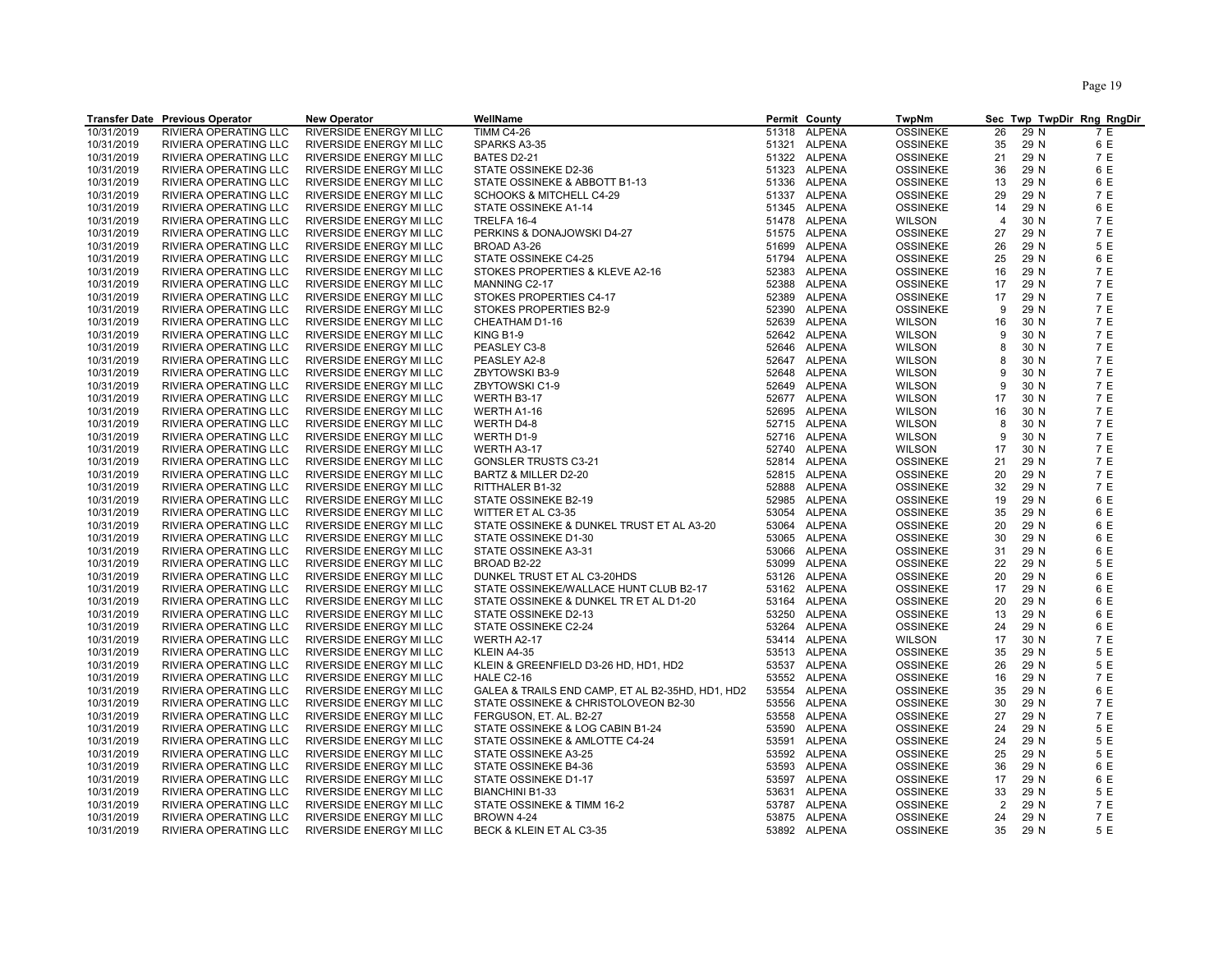| Transfer Date | Previous Operator | New Operator | WellName | Permit | County | TwpNm | Sec | Twp | TwpDir | Rng | RngDir |
|---|---|---|---|---|---|---|---|---|---|---|---|
| 10/31/2019 | RIVIERA OPERATING LLC | RIVERSIDE ENERGY MI LLC | TIMM C4-26 | 51318 | ALPENA | OSSINEKE | 26 | 29 | N | 7 | E |
| 10/31/2019 | RIVIERA OPERATING LLC | RIVERSIDE ENERGY MI LLC | SPARKS A3-35 | 51321 | ALPENA | OSSINEKE | 35 | 29 | N | 6 | E |
| 10/31/2019 | RIVIERA OPERATING LLC | RIVERSIDE ENERGY MI LLC | BATES D2-21 | 51322 | ALPENA | OSSINEKE | 21 | 29 | N | 7 | E |
| 10/31/2019 | RIVIERA OPERATING LLC | RIVERSIDE ENERGY MI LLC | STATE OSSINEKE D2-36 | 51323 | ALPENA | OSSINEKE | 36 | 29 | N | 6 | E |
| 10/31/2019 | RIVIERA OPERATING LLC | RIVERSIDE ENERGY MI LLC | STATE OSSINEKE & ABBOTT B1-13 | 51336 | ALPENA | OSSINEKE | 13 | 29 | N | 6 | E |
| 10/31/2019 | RIVIERA OPERATING LLC | RIVERSIDE ENERGY MI LLC | SCHOOKS & MITCHELL C4-29 | 51337 | ALPENA | OSSINEKE | 29 | 29 | N | 7 | E |
| 10/31/2019 | RIVIERA OPERATING LLC | RIVERSIDE ENERGY MI LLC | STATE OSSINEKE A1-14 | 51345 | ALPENA | OSSINEKE | 14 | 29 | N | 6 | E |
| 10/31/2019 | RIVIERA OPERATING LLC | RIVERSIDE ENERGY MI LLC | TRELFA 16-4 | 51478 | ALPENA | WILSON | 4 | 30 | N | 7 | E |
| 10/31/2019 | RIVIERA OPERATING LLC | RIVERSIDE ENERGY MI LLC | PERKINS & DONAJOWSKI D4-27 | 51575 | ALPENA | OSSINEKE | 27 | 29 | N | 7 | E |
| 10/31/2019 | RIVIERA OPERATING LLC | RIVERSIDE ENERGY MI LLC | BROAD A3-26 | 51699 | ALPENA | OSSINEKE | 26 | 29 | N | 5 | E |
| 10/31/2019 | RIVIERA OPERATING LLC | RIVERSIDE ENERGY MI LLC | STATE OSSINEKE C4-25 | 51794 | ALPENA | OSSINEKE | 25 | 29 | N | 6 | E |
| 10/31/2019 | RIVIERA OPERATING LLC | RIVERSIDE ENERGY MI LLC | STOKES PROPERTIES & KLEVE A2-16 | 52383 | ALPENA | OSSINEKE | 16 | 29 | N | 7 | E |
| 10/31/2019 | RIVIERA OPERATING LLC | RIVERSIDE ENERGY MI LLC | MANNING C2-17 | 52388 | ALPENA | OSSINEKE | 17 | 29 | N | 7 | E |
| 10/31/2019 | RIVIERA OPERATING LLC | RIVERSIDE ENERGY MI LLC | STOKES PROPERTIES C4-17 | 52389 | ALPENA | OSSINEKE | 17 | 29 | N | 7 | E |
| 10/31/2019 | RIVIERA OPERATING LLC | RIVERSIDE ENERGY MI LLC | STOKES PROPERTIES B2-9 | 52390 | ALPENA | OSSINEKE | 9 | 29 | N | 7 | E |
| 10/31/2019 | RIVIERA OPERATING LLC | RIVERSIDE ENERGY MI LLC | CHEATHAM D1-16 | 52639 | ALPENA | WILSON | 16 | 30 | N | 7 | E |
| 10/31/2019 | RIVIERA OPERATING LLC | RIVERSIDE ENERGY MI LLC | KING B1-9 | 52642 | ALPENA | WILSON | 9 | 30 | N | 7 | E |
| 10/31/2019 | RIVIERA OPERATING LLC | RIVERSIDE ENERGY MI LLC | PEASLEY C3-8 | 52646 | ALPENA | WILSON | 8 | 30 | N | 7 | E |
| 10/31/2019 | RIVIERA OPERATING LLC | RIVERSIDE ENERGY MI LLC | PEASLEY A2-8 | 52647 | ALPENA | WILSON | 8 | 30 | N | 7 | E |
| 10/31/2019 | RIVIERA OPERATING LLC | RIVERSIDE ENERGY MI LLC | ZBYTOWSKI B3-9 | 52648 | ALPENA | WILSON | 9 | 30 | N | 7 | E |
| 10/31/2019 | RIVIERA OPERATING LLC | RIVERSIDE ENERGY MI LLC | ZBYTOWSKI C1-9 | 52649 | ALPENA | WILSON | 9 | 30 | N | 7 | E |
| 10/31/2019 | RIVIERA OPERATING LLC | RIVERSIDE ENERGY MI LLC | WERTH B3-17 | 52677 | ALPENA | WILSON | 17 | 30 | N | 7 | E |
| 10/31/2019 | RIVIERA OPERATING LLC | RIVERSIDE ENERGY MI LLC | WERTH A1-16 | 52695 | ALPENA | WILSON | 16 | 30 | N | 7 | E |
| 10/31/2019 | RIVIERA OPERATING LLC | RIVERSIDE ENERGY MI LLC | WERTH D4-8 | 52715 | ALPENA | WILSON | 8 | 30 | N | 7 | E |
| 10/31/2019 | RIVIERA OPERATING LLC | RIVERSIDE ENERGY MI LLC | WERTH D1-9 | 52716 | ALPENA | WILSON | 9 | 30 | N | 7 | E |
| 10/31/2019 | RIVIERA OPERATING LLC | RIVERSIDE ENERGY MI LLC | WERTH A3-17 | 52740 | ALPENA | WILSON | 17 | 30 | N | 7 | E |
| 10/31/2019 | RIVIERA OPERATING LLC | RIVERSIDE ENERGY MI LLC | GONSLER TRUSTS C3-21 | 52814 | ALPENA | OSSINEKE | 21 | 29 | N | 7 | E |
| 10/31/2019 | RIVIERA OPERATING LLC | RIVERSIDE ENERGY MI LLC | BARTZ & MILLER D2-20 | 52815 | ALPENA | OSSINEKE | 20 | 29 | N | 7 | E |
| 10/31/2019 | RIVIERA OPERATING LLC | RIVERSIDE ENERGY MI LLC | RITTHALER B1-32 | 52888 | ALPENA | OSSINEKE | 32 | 29 | N | 7 | E |
| 10/31/2019 | RIVIERA OPERATING LLC | RIVERSIDE ENERGY MI LLC | STATE OSSINEKE B2-19 | 52985 | ALPENA | OSSINEKE | 19 | 29 | N | 6 | E |
| 10/31/2019 | RIVIERA OPERATING LLC | RIVERSIDE ENERGY MI LLC | WITTER ET AL C3-35 | 53054 | ALPENA | OSSINEKE | 35 | 29 | N | 6 | E |
| 10/31/2019 | RIVIERA OPERATING LLC | RIVERSIDE ENERGY MI LLC | STATE OSSINEKE & DUNKEL TRUST ET AL A3-20 | 53064 | ALPENA | OSSINEKE | 20 | 29 | N | 6 | E |
| 10/31/2019 | RIVIERA OPERATING LLC | RIVERSIDE ENERGY MI LLC | STATE OSSINEKE D1-30 | 53065 | ALPENA | OSSINEKE | 30 | 29 | N | 6 | E |
| 10/31/2019 | RIVIERA OPERATING LLC | RIVERSIDE ENERGY MI LLC | STATE OSSINEKE A3-31 | 53066 | ALPENA | OSSINEKE | 31 | 29 | N | 6 | E |
| 10/31/2019 | RIVIERA OPERATING LLC | RIVERSIDE ENERGY MI LLC | BROAD B2-22 | 53099 | ALPENA | OSSINEKE | 22 | 29 | N | 5 | E |
| 10/31/2019 | RIVIERA OPERATING LLC | RIVERSIDE ENERGY MI LLC | DUNKEL TRUST ET AL C3-20HDS | 53126 | ALPENA | OSSINEKE | 20 | 29 | N | 6 | E |
| 10/31/2019 | RIVIERA OPERATING LLC | RIVERSIDE ENERGY MI LLC | STATE OSSINEKE/WALLACE HUNT CLUB B2-17 | 53162 | ALPENA | OSSINEKE | 17 | 29 | N | 6 | E |
| 10/31/2019 | RIVIERA OPERATING LLC | RIVERSIDE ENERGY MI LLC | STATE OSSINEKE & DUNKEL TR ET AL D1-20 | 53164 | ALPENA | OSSINEKE | 20 | 29 | N | 6 | E |
| 10/31/2019 | RIVIERA OPERATING LLC | RIVERSIDE ENERGY MI LLC | STATE OSSINEKE D2-13 | 53250 | ALPENA | OSSINEKE | 13 | 29 | N | 6 | E |
| 10/31/2019 | RIVIERA OPERATING LLC | RIVERSIDE ENERGY MI LLC | STATE OSSINEKE C2-24 | 53264 | ALPENA | OSSINEKE | 24 | 29 | N | 6 | E |
| 10/31/2019 | RIVIERA OPERATING LLC | RIVERSIDE ENERGY MI LLC | WERTH A2-17 | 53414 | ALPENA | WILSON | 17 | 30 | N | 7 | E |
| 10/31/2019 | RIVIERA OPERATING LLC | RIVERSIDE ENERGY MI LLC | KLEIN A4-35 | 53513 | ALPENA | OSSINEKE | 35 | 29 | N | 5 | E |
| 10/31/2019 | RIVIERA OPERATING LLC | RIVERSIDE ENERGY MI LLC | KLEIN & GREENFIELD D3-26 HD, HD1, HD2 | 53537 | ALPENA | OSSINEKE | 26 | 29 | N | 5 | E |
| 10/31/2019 | RIVIERA OPERATING LLC | RIVERSIDE ENERGY MI LLC | HALE C2-16 | 53552 | ALPENA | OSSINEKE | 16 | 29 | N | 7 | E |
| 10/31/2019 | RIVIERA OPERATING LLC | RIVERSIDE ENERGY MI LLC | GALEA & TRAILS END CAMP, ET AL B2-35HD, HD1, HD2 | 53554 | ALPENA | OSSINEKE | 35 | 29 | N | 6 | E |
| 10/31/2019 | RIVIERA OPERATING LLC | RIVERSIDE ENERGY MI LLC | STATE OSSINEKE & CHRISTOLOVEON B2-30 | 53556 | ALPENA | OSSINEKE | 30 | 29 | N | 7 | E |
| 10/31/2019 | RIVIERA OPERATING LLC | RIVERSIDE ENERGY MI LLC | FERGUSON, ET. AL. B2-27 | 53558 | ALPENA | OSSINEKE | 27 | 29 | N | 7 | E |
| 10/31/2019 | RIVIERA OPERATING LLC | RIVERSIDE ENERGY MI LLC | STATE OSSINEKE & LOG CABIN B1-24 | 53590 | ALPENA | OSSINEKE | 24 | 29 | N | 5 | E |
| 10/31/2019 | RIVIERA OPERATING LLC | RIVERSIDE ENERGY MI LLC | STATE OSSINEKE & AMLOTTE C4-24 | 53591 | ALPENA | OSSINEKE | 24 | 29 | N | 5 | E |
| 10/31/2019 | RIVIERA OPERATING LLC | RIVERSIDE ENERGY MI LLC | STATE OSSINEKE A3-25 | 53592 | ALPENA | OSSINEKE | 25 | 29 | N | 5 | E |
| 10/31/2019 | RIVIERA OPERATING LLC | RIVERSIDE ENERGY MI LLC | STATE OSSINEKE B4-36 | 53593 | ALPENA | OSSINEKE | 36 | 29 | N | 6 | E |
| 10/31/2019 | RIVIERA OPERATING LLC | RIVERSIDE ENERGY MI LLC | STATE OSSINEKE D1-17 | 53597 | ALPENA | OSSINEKE | 17 | 29 | N | 6 | E |
| 10/31/2019 | RIVIERA OPERATING LLC | RIVERSIDE ENERGY MI LLC | BIANCHINI B1-33 | 53631 | ALPENA | OSSINEKE | 33 | 29 | N | 5 | E |
| 10/31/2019 | RIVIERA OPERATING LLC | RIVERSIDE ENERGY MI LLC | STATE OSSINEKE & TIMM 16-2 | 53787 | ALPENA | OSSINEKE | 2 | 29 | N | 7 | E |
| 10/31/2019 | RIVIERA OPERATING LLC | RIVERSIDE ENERGY MI LLC | BROWN 4-24 | 53875 | ALPENA | OSSINEKE | 24 | 29 | N | 7 | E |
| 10/31/2019 | RIVIERA OPERATING LLC | RIVERSIDE ENERGY MI LLC | BECK & KLEIN ET AL C3-35 | 53892 | ALPENA | OSSINEKE | 35 | 29 | N | 5 | E |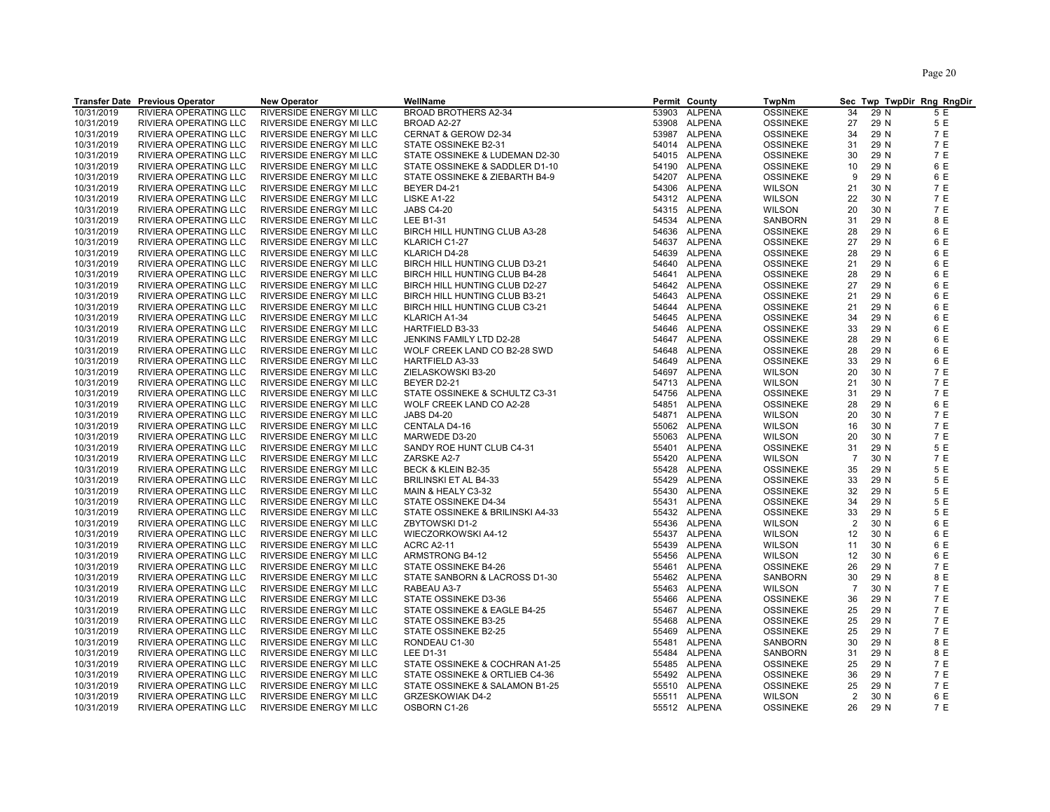| Transfer Date | Previous Operator | New Operator | WellName | Permit | County | TwpNm | Sec | Twp | TwpDir | Rng | RngDir |
|---|---|---|---|---|---|---|---|---|---|---|---|
| 10/31/2019 | RIVIERA OPERATING LLC | RIVERSIDE ENERGY MI LLC | BROAD BROTHERS A2-34 | 53903 | ALPENA | OSSINEKE | 34 | 29 | N | 5 | E |
| 10/31/2019 | RIVIERA OPERATING LLC | RIVERSIDE ENERGY MI LLC | BROAD A2-27 | 53908 | ALPENA | OSSINEKE | 27 | 29 | N | 5 | E |
| 10/31/2019 | RIVIERA OPERATING LLC | RIVERSIDE ENERGY MI LLC | CERNAT & GEROW D2-34 | 53987 | ALPENA | OSSINEKE | 34 | 29 | N | 7 | E |
| 10/31/2019 | RIVIERA OPERATING LLC | RIVERSIDE ENERGY MI LLC | STATE OSSINEKE B2-31 | 54014 | ALPENA | OSSINEKE | 31 | 29 | N | 7 | E |
| 10/31/2019 | RIVIERA OPERATING LLC | RIVERSIDE ENERGY MI LLC | STATE OSSINEKE & LUDEMAN D2-30 | 54015 | ALPENA | OSSINEKE | 30 | 29 | N | 7 | E |
| 10/31/2019 | RIVIERA OPERATING LLC | RIVERSIDE ENERGY MI LLC | STATE OSSINEKE & SADDLER D1-10 | 54190 | ALPENA | OSSINEKE | 10 | 29 | N | 6 | E |
| 10/31/2019 | RIVIERA OPERATING LLC | RIVERSIDE ENERGY MI LLC | STATE OSSINEKE & ZIEBARTH B4-9 | 54207 | ALPENA | OSSINEKE | 9 | 29 | N | 6 | E |
| 10/31/2019 | RIVIERA OPERATING LLC | RIVERSIDE ENERGY MI LLC | BEYER D4-21 | 54306 | ALPENA | WILSON | 21 | 30 | N | 7 | E |
| 10/31/2019 | RIVIERA OPERATING LLC | RIVERSIDE ENERGY MI LLC | LISKE A1-22 | 54312 | ALPENA | WILSON | 22 | 30 | N | 7 | E |
| 10/31/2019 | RIVIERA OPERATING LLC | RIVERSIDE ENERGY MI LLC | JABS C4-20 | 54315 | ALPENA | WILSON | 20 | 30 | N | 7 | E |
| 10/31/2019 | RIVIERA OPERATING LLC | RIVERSIDE ENERGY MI LLC | LEE B1-31 | 54534 | ALPENA | SANBORN | 31 | 29 | N | 8 | E |
| 10/31/2019 | RIVIERA OPERATING LLC | RIVERSIDE ENERGY MI LLC | BIRCH HILL HUNTING CLUB A3-28 | 54636 | ALPENA | OSSINEKE | 28 | 29 | N | 6 | E |
| 10/31/2019 | RIVIERA OPERATING LLC | RIVERSIDE ENERGY MI LLC | KLARICH C1-27 | 54637 | ALPENA | OSSINEKE | 27 | 29 | N | 6 | E |
| 10/31/2019 | RIVIERA OPERATING LLC | RIVERSIDE ENERGY MI LLC | KLARICH D4-28 | 54639 | ALPENA | OSSINEKE | 28 | 29 | N | 6 | E |
| 10/31/2019 | RIVIERA OPERATING LLC | RIVERSIDE ENERGY MI LLC | BIRCH HILL HUNTING CLUB D3-21 | 54640 | ALPENA | OSSINEKE | 21 | 29 | N | 6 | E |
| 10/31/2019 | RIVIERA OPERATING LLC | RIVERSIDE ENERGY MI LLC | BIRCH HILL HUNTING CLUB B4-28 | 54641 | ALPENA | OSSINEKE | 28 | 29 | N | 6 | E |
| 10/31/2019 | RIVIERA OPERATING LLC | RIVERSIDE ENERGY MI LLC | BIRCH HILL HUNTING CLUB D2-27 | 54642 | ALPENA | OSSINEKE | 27 | 29 | N | 6 | E |
| 10/31/2019 | RIVIERA OPERATING LLC | RIVERSIDE ENERGY MI LLC | BIRCH HILL HUNTING CLUB B3-21 | 54643 | ALPENA | OSSINEKE | 21 | 29 | N | 6 | E |
| 10/31/2019 | RIVIERA OPERATING LLC | RIVERSIDE ENERGY MI LLC | BIRCH HILL HUNTING CLUB C3-21 | 54644 | ALPENA | OSSINEKE | 21 | 29 | N | 6 | E |
| 10/31/2019 | RIVIERA OPERATING LLC | RIVERSIDE ENERGY MI LLC | KLARICH A1-34 | 54645 | ALPENA | OSSINEKE | 34 | 29 | N | 6 | E |
| 10/31/2019 | RIVIERA OPERATING LLC | RIVERSIDE ENERGY MI LLC | HARTFIELD B3-33 | 54646 | ALPENA | OSSINEKE | 33 | 29 | N | 6 | E |
| 10/31/2019 | RIVIERA OPERATING LLC | RIVERSIDE ENERGY MI LLC | JENKINS FAMILY LTD D2-28 | 54647 | ALPENA | OSSINEKE | 28 | 29 | N | 6 | E |
| 10/31/2019 | RIVIERA OPERATING LLC | RIVERSIDE ENERGY MI LLC | WOLF CREEK LAND CO B2-28 SWD | 54648 | ALPENA | OSSINEKE | 28 | 29 | N | 6 | E |
| 10/31/2019 | RIVIERA OPERATING LLC | RIVERSIDE ENERGY MI LLC | HARTFIELD A3-33 | 54649 | ALPENA | OSSINEKE | 33 | 29 | N | 6 | E |
| 10/31/2019 | RIVIERA OPERATING LLC | RIVERSIDE ENERGY MI LLC | ZIELASKOWSKI B3-20 | 54697 | ALPENA | WILSON | 20 | 30 | N | 7 | E |
| 10/31/2019 | RIVIERA OPERATING LLC | RIVERSIDE ENERGY MI LLC | BEYER D2-21 | 54713 | ALPENA | WILSON | 21 | 30 | N | 7 | E |
| 10/31/2019 | RIVIERA OPERATING LLC | RIVERSIDE ENERGY MI LLC | STATE OSSINEKE & SCHULTZ C3-31 | 54756 | ALPENA | OSSINEKE | 31 | 29 | N | 7 | E |
| 10/31/2019 | RIVIERA OPERATING LLC | RIVERSIDE ENERGY MI LLC | WOLF CREEK LAND CO A2-28 | 54851 | ALPENA | OSSINEKE | 28 | 29 | N | 6 | E |
| 10/31/2019 | RIVIERA OPERATING LLC | RIVERSIDE ENERGY MI LLC | JABS D4-20 | 54871 | ALPENA | WILSON | 20 | 30 | N | 7 | E |
| 10/31/2019 | RIVIERA OPERATING LLC | RIVERSIDE ENERGY MI LLC | CENTALA D4-16 | 55062 | ALPENA | WILSON | 16 | 30 | N | 7 | E |
| 10/31/2019 | RIVIERA OPERATING LLC | RIVERSIDE ENERGY MI LLC | MARWEDE D3-20 | 55063 | ALPENA | WILSON | 20 | 30 | N | 7 | E |
| 10/31/2019 | RIVIERA OPERATING LLC | RIVERSIDE ENERGY MI LLC | SANDY ROE HUNT CLUB C4-31 | 55401 | ALPENA | OSSINEKE | 31 | 29 | N | 5 | E |
| 10/31/2019 | RIVIERA OPERATING LLC | RIVERSIDE ENERGY MI LLC | ZARSKE A2-7 | 55420 | ALPENA | WILSON | 7 | 30 | N | 7 | E |
| 10/31/2019 | RIVIERA OPERATING LLC | RIVERSIDE ENERGY MI LLC | BECK & KLEIN B2-35 | 55428 | ALPENA | OSSINEKE | 35 | 29 | N | 5 | E |
| 10/31/2019 | RIVIERA OPERATING LLC | RIVERSIDE ENERGY MI LLC | BRILINSKI ET AL B4-33 | 55429 | ALPENA | OSSINEKE | 33 | 29 | N | 5 | E |
| 10/31/2019 | RIVIERA OPERATING LLC | RIVERSIDE ENERGY MI LLC | MAIN & HEALY C3-32 | 55430 | ALPENA | OSSINEKE | 32 | 29 | N | 5 | E |
| 10/31/2019 | RIVIERA OPERATING LLC | RIVERSIDE ENERGY MI LLC | STATE OSSINEKE D4-34 | 55431 | ALPENA | OSSINEKE | 34 | 29 | N | 5 | E |
| 10/31/2019 | RIVIERA OPERATING LLC | RIVERSIDE ENERGY MI LLC | STATE OSSINEKE & BRILINSKI A4-33 | 55432 | ALPENA | OSSINEKE | 33 | 29 | N | 5 | E |
| 10/31/2019 | RIVIERA OPERATING LLC | RIVERSIDE ENERGY MI LLC | ZBYTOWSKI D1-2 | 55436 | ALPENA | WILSON | 2 | 30 | N | 6 | E |
| 10/31/2019 | RIVIERA OPERATING LLC | RIVERSIDE ENERGY MI LLC | WIECZORKOWSKI A4-12 | 55437 | ALPENA | WILSON | 12 | 30 | N | 6 | E |
| 10/31/2019 | RIVIERA OPERATING LLC | RIVERSIDE ENERGY MI LLC | ACRC A2-11 | 55439 | ALPENA | WILSON | 11 | 30 | N | 6 | E |
| 10/31/2019 | RIVIERA OPERATING LLC | RIVERSIDE ENERGY MI LLC | ARMSTRONG B4-12 | 55456 | ALPENA | WILSON | 12 | 30 | N | 6 | E |
| 10/31/2019 | RIVIERA OPERATING LLC | RIVERSIDE ENERGY MI LLC | STATE OSSINEKE B4-26 | 55461 | ALPENA | OSSINEKE | 26 | 29 | N | 7 | E |
| 10/31/2019 | RIVIERA OPERATING LLC | RIVERSIDE ENERGY MI LLC | STATE SANBORN & LACROSS D1-30 | 55462 | ALPENA | SANBORN | 30 | 29 | N | 8 | E |
| 10/31/2019 | RIVIERA OPERATING LLC | RIVERSIDE ENERGY MI LLC | RABEAU A3-7 | 55463 | ALPENA | WILSON | 7 | 30 | N | 7 | E |
| 10/31/2019 | RIVIERA OPERATING LLC | RIVERSIDE ENERGY MI LLC | STATE OSSINEKE D3-36 | 55466 | ALPENA | OSSINEKE | 36 | 29 | N | 7 | E |
| 10/31/2019 | RIVIERA OPERATING LLC | RIVERSIDE ENERGY MI LLC | STATE OSSINEKE & EAGLE B4-25 | 55467 | ALPENA | OSSINEKE | 25 | 29 | N | 7 | E |
| 10/31/2019 | RIVIERA OPERATING LLC | RIVERSIDE ENERGY MI LLC | STATE OSSINEKE B3-25 | 55468 | ALPENA | OSSINEKE | 25 | 29 | N | 7 | E |
| 10/31/2019 | RIVIERA OPERATING LLC | RIVERSIDE ENERGY MI LLC | STATE OSSINEKE B2-25 | 55469 | ALPENA | OSSINEKE | 25 | 29 | N | 7 | E |
| 10/31/2019 | RIVIERA OPERATING LLC | RIVERSIDE ENERGY MI LLC | RONDEAU C1-30 | 55481 | ALPENA | SANBORN | 30 | 29 | N | 8 | E |
| 10/31/2019 | RIVIERA OPERATING LLC | RIVERSIDE ENERGY MI LLC | LEE D1-31 | 55484 | ALPENA | SANBORN | 31 | 29 | N | 8 | E |
| 10/31/2019 | RIVIERA OPERATING LLC | RIVERSIDE ENERGY MI LLC | STATE OSSINEKE & COCHRAN A1-25 | 55485 | ALPENA | OSSINEKE | 25 | 29 | N | 7 | E |
| 10/31/2019 | RIVIERA OPERATING LLC | RIVERSIDE ENERGY MI LLC | STATE OSSINEKE & ORTLIEB C4-36 | 55492 | ALPENA | OSSINEKE | 36 | 29 | N | 7 | E |
| 10/31/2019 | RIVIERA OPERATING LLC | RIVERSIDE ENERGY MI LLC | STATE OSSINEKE & SALAMON B1-25 | 55510 | ALPENA | OSSINEKE | 25 | 29 | N | 7 | E |
| 10/31/2019 | RIVIERA OPERATING LLC | RIVERSIDE ENERGY MI LLC | GRZESKOWIAK D4-2 | 55511 | ALPENA | WILSON | 2 | 30 | N | 6 | E |
| 10/31/2019 | RIVIERA OPERATING LLC | RIVERSIDE ENERGY MI LLC | OSBORN C1-26 | 55512 | ALPENA | OSSINEKE | 26 | 29 | N | 7 | E |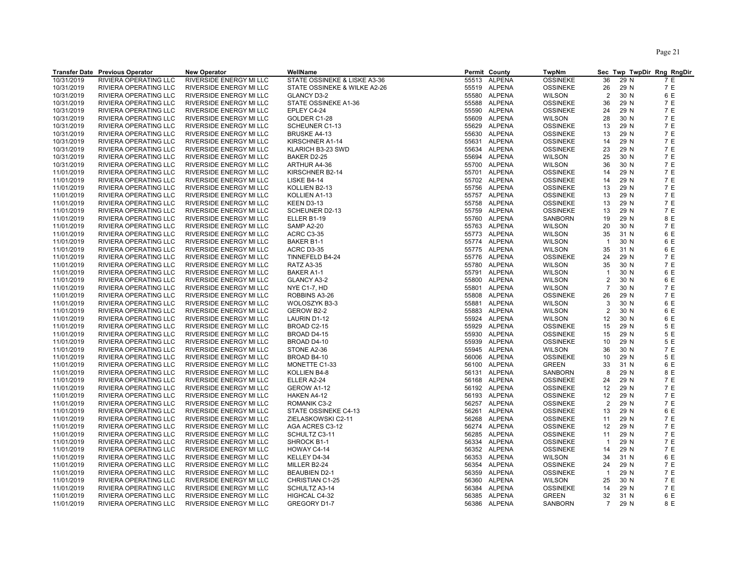| Transfer Date | Previous Operator | New Operator | WellName | Permit | County | TwpNm | Sec | Twp | TwpDir | Rng | RngDir |
|---|---|---|---|---|---|---|---|---|---|---|---|
| 10/31/2019 | RIVIERA OPERATING LLC | RIVERSIDE ENERGY MI LLC | STATE OSSINEKE & LISKE A3-36 | 55513 | ALPENA | OSSINEKE | 36 | 29 | N | 7 | E |
| 10/31/2019 | RIVIERA OPERATING LLC | RIVERSIDE ENERGY MI LLC | STATE OSSINEKE & WILKE A2-26 | 55519 | ALPENA | OSSINEKE | 26 | 29 | N | 7 | E |
| 10/31/2019 | RIVIERA OPERATING LLC | RIVERSIDE ENERGY MI LLC | GLANCY D3-2 | 55580 | ALPENA | WILSON | 2 | 30 | N | 6 | E |
| 10/31/2019 | RIVIERA OPERATING LLC | RIVERSIDE ENERGY MI LLC | STATE OSSINEKE A1-36 | 55588 | ALPENA | OSSINEKE | 36 | 29 | N | 7 | E |
| 10/31/2019 | RIVIERA OPERATING LLC | RIVERSIDE ENERGY MI LLC | EPLEY C4-24 | 55590 | ALPENA | OSSINEKE | 24 | 29 | N | 7 | E |
| 10/31/2019 | RIVIERA OPERATING LLC | RIVERSIDE ENERGY MI LLC | GOLDER C1-28 | 55609 | ALPENA | WILSON | 28 | 30 | N | 7 | E |
| 10/31/2019 | RIVIERA OPERATING LLC | RIVERSIDE ENERGY MI LLC | SCHEUNER C1-13 | 55629 | ALPENA | OSSINEKE | 13 | 29 | N | 7 | E |
| 10/31/2019 | RIVIERA OPERATING LLC | RIVERSIDE ENERGY MI LLC | BRUSKE A4-13 | 55630 | ALPENA | OSSINEKE | 13 | 29 | N | 7 | E |
| 10/31/2019 | RIVIERA OPERATING LLC | RIVERSIDE ENERGY MI LLC | KIRSCHNER A1-14 | 55631 | ALPENA | OSSINEKE | 14 | 29 | N | 7 | E |
| 10/31/2019 | RIVIERA OPERATING LLC | RIVERSIDE ENERGY MI LLC | KLARICH B3-23 SWD | 55634 | ALPENA | OSSINEKE | 23 | 29 | N | 7 | E |
| 10/31/2019 | RIVIERA OPERATING LLC | RIVERSIDE ENERGY MI LLC | BAKER D2-25 | 55694 | ALPENA | WILSON | 25 | 30 | N | 7 | E |
| 10/31/2019 | RIVIERA OPERATING LLC | RIVERSIDE ENERGY MI LLC | ARTHUR A4-36 | 55700 | ALPENA | WILSON | 36 | 30 | N | 7 | E |
| 11/01/2019 | RIVIERA OPERATING LLC | RIVERSIDE ENERGY MI LLC | KIRSCHNER B2-14 | 55701 | ALPENA | OSSINEKE | 14 | 29 | N | 7 | E |
| 11/01/2019 | RIVIERA OPERATING LLC | RIVERSIDE ENERGY MI LLC | LISKE B4-14 | 55702 | ALPENA | OSSINEKE | 14 | 29 | N | 7 | E |
| 11/01/2019 | RIVIERA OPERATING LLC | RIVERSIDE ENERGY MI LLC | KOLLIEN B2-13 | 55756 | ALPENA | OSSINEKE | 13 | 29 | N | 7 | E |
| 11/01/2019 | RIVIERA OPERATING LLC | RIVERSIDE ENERGY MI LLC | KOLLIEN A1-13 | 55757 | ALPENA | OSSINEKE | 13 | 29 | N | 7 | E |
| 11/01/2019 | RIVIERA OPERATING LLC | RIVERSIDE ENERGY MI LLC | KEEN D3-13 | 55758 | ALPENA | OSSINEKE | 13 | 29 | N | 7 | E |
| 11/01/2019 | RIVIERA OPERATING LLC | RIVERSIDE ENERGY MI LLC | SCHEUNER D2-13 | 55759 | ALPENA | OSSINEKE | 13 | 29 | N | 7 | E |
| 11/01/2019 | RIVIERA OPERATING LLC | RIVERSIDE ENERGY MI LLC | ELLER B1-19 | 55760 | ALPENA | SANBORN | 19 | 29 | N | 8 | E |
| 11/01/2019 | RIVIERA OPERATING LLC | RIVERSIDE ENERGY MI LLC | SAMP A2-20 | 55763 | ALPENA | WILSON | 20 | 30 | N | 7 | E |
| 11/01/2019 | RIVIERA OPERATING LLC | RIVERSIDE ENERGY MI LLC | ACRC C3-35 | 55773 | ALPENA | WILSON | 35 | 31 | N | 6 | E |
| 11/01/2019 | RIVIERA OPERATING LLC | RIVERSIDE ENERGY MI LLC | BAKER B1-1 | 55774 | ALPENA | WILSON | 1 | 30 | N | 6 | E |
| 11/01/2019 | RIVIERA OPERATING LLC | RIVERSIDE ENERGY MI LLC | ACRC D3-35 | 55775 | ALPENA | WILSON | 35 | 31 | N | 6 | E |
| 11/01/2019 | RIVIERA OPERATING LLC | RIVERSIDE ENERGY MI LLC | TINNEFELD B4-24 | 55776 | ALPENA | OSSINEKE | 24 | 29 | N | 7 | E |
| 11/01/2019 | RIVIERA OPERATING LLC | RIVERSIDE ENERGY MI LLC | RATZ A3-35 | 55780 | ALPENA | WILSON | 35 | 30 | N | 7 | E |
| 11/01/2019 | RIVIERA OPERATING LLC | RIVERSIDE ENERGY MI LLC | BAKER A1-1 | 55791 | ALPENA | WILSON | 1 | 30 | N | 6 | E |
| 11/01/2019 | RIVIERA OPERATING LLC | RIVERSIDE ENERGY MI LLC | GLANCY A3-2 | 55800 | ALPENA | WILSON | 2 | 30 | N | 6 | E |
| 11/01/2019 | RIVIERA OPERATING LLC | RIVERSIDE ENERGY MI LLC | NYE C1-7, HD | 55801 | ALPENA | WILSON | 7 | 30 | N | 7 | E |
| 11/01/2019 | RIVIERA OPERATING LLC | RIVERSIDE ENERGY MI LLC | ROBBINS A3-26 | 55808 | ALPENA | OSSINEKE | 26 | 29 | N | 7 | E |
| 11/01/2019 | RIVIERA OPERATING LLC | RIVERSIDE ENERGY MI LLC | WOLOSZYK B3-3 | 55881 | ALPENA | WILSON | 3 | 30 | N | 6 | E |
| 11/01/2019 | RIVIERA OPERATING LLC | RIVERSIDE ENERGY MI LLC | GEROW B2-2 | 55883 | ALPENA | WILSON | 2 | 30 | N | 6 | E |
| 11/01/2019 | RIVIERA OPERATING LLC | RIVERSIDE ENERGY MI LLC | LAURIN D1-12 | 55924 | ALPENA | WILSON | 12 | 30 | N | 6 | E |
| 11/01/2019 | RIVIERA OPERATING LLC | RIVERSIDE ENERGY MI LLC | BROAD C2-15 | 55929 | ALPENA | OSSINEKE | 15 | 29 | N | 5 | E |
| 11/01/2019 | RIVIERA OPERATING LLC | RIVERSIDE ENERGY MI LLC | BROAD D4-15 | 55930 | ALPENA | OSSINEKE | 15 | 29 | N | 5 | E |
| 11/01/2019 | RIVIERA OPERATING LLC | RIVERSIDE ENERGY MI LLC | BROAD D4-10 | 55939 | ALPENA | OSSINEKE | 10 | 29 | N | 5 | E |
| 11/01/2019 | RIVIERA OPERATING LLC | RIVERSIDE ENERGY MI LLC | STONE A2-36 | 55945 | ALPENA | WILSON | 36 | 30 | N | 7 | E |
| 11/01/2019 | RIVIERA OPERATING LLC | RIVERSIDE ENERGY MI LLC | BROAD B4-10 | 56006 | ALPENA | OSSINEKE | 10 | 29 | N | 5 | E |
| 11/01/2019 | RIVIERA OPERATING LLC | RIVERSIDE ENERGY MI LLC | MONETTE C1-33 | 56100 | ALPENA | GREEN | 33 | 31 | N | 6 | E |
| 11/01/2019 | RIVIERA OPERATING LLC | RIVERSIDE ENERGY MI LLC | KOLLIEN B4-8 | 56131 | ALPENA | SANBORN | 8 | 29 | N | 8 | E |
| 11/01/2019 | RIVIERA OPERATING LLC | RIVERSIDE ENERGY MI LLC | ELLER A2-24 | 56168 | ALPENA | OSSINEKE | 24 | 29 | N | 7 | E |
| 11/01/2019 | RIVIERA OPERATING LLC | RIVERSIDE ENERGY MI LLC | GEROW A1-12 | 56192 | ALPENA | OSSINEKE | 12 | 29 | N | 7 | E |
| 11/01/2019 | RIVIERA OPERATING LLC | RIVERSIDE ENERGY MI LLC | HAKEN A4-12 | 56193 | ALPENA | OSSINEKE | 12 | 29 | N | 7 | E |
| 11/01/2019 | RIVIERA OPERATING LLC | RIVERSIDE ENERGY MI LLC | ROMANIK C3-2 | 56257 | ALPENA | OSSINEKE | 2 | 29 | N | 7 | E |
| 11/01/2019 | RIVIERA OPERATING LLC | RIVERSIDE ENERGY MI LLC | STATE OSSINEKE C4-13 | 56261 | ALPENA | OSSINEKE | 13 | 29 | N | 6 | E |
| 11/01/2019 | RIVIERA OPERATING LLC | RIVERSIDE ENERGY MI LLC | ZIELASKOWSKI C2-11 | 56268 | ALPENA | OSSINEKE | 11 | 29 | N | 7 | E |
| 11/01/2019 | RIVIERA OPERATING LLC | RIVERSIDE ENERGY MI LLC | AGA ACRES C3-12 | 56274 | ALPENA | OSSINEKE | 12 | 29 | N | 7 | E |
| 11/01/2019 | RIVIERA OPERATING LLC | RIVERSIDE ENERGY MI LLC | SCHULTZ C3-11 | 56285 | ALPENA | OSSINEKE | 11 | 29 | N | 7 | E |
| 11/01/2019 | RIVIERA OPERATING LLC | RIVERSIDE ENERGY MI LLC | SHROCK B1-1 | 56334 | ALPENA | OSSINEKE | 1 | 29 | N | 7 | E |
| 11/01/2019 | RIVIERA OPERATING LLC | RIVERSIDE ENERGY MI LLC | HOWAY C4-14 | 56352 | ALPENA | OSSINEKE | 14 | 29 | N | 7 | E |
| 11/01/2019 | RIVIERA OPERATING LLC | RIVERSIDE ENERGY MI LLC | KELLEY D4-34 | 56353 | ALPENA | WILSON | 34 | 31 | N | 6 | E |
| 11/01/2019 | RIVIERA OPERATING LLC | RIVERSIDE ENERGY MI LLC | MILLER B2-24 | 56354 | ALPENA | OSSINEKE | 24 | 29 | N | 7 | E |
| 11/01/2019 | RIVIERA OPERATING LLC | RIVERSIDE ENERGY MI LLC | BEAUBIEN D2-1 | 56359 | ALPENA | OSSINEKE | 1 | 29 | N | 7 | E |
| 11/01/2019 | RIVIERA OPERATING LLC | RIVERSIDE ENERGY MI LLC | CHRISTIAN C1-25 | 56360 | ALPENA | WILSON | 25 | 30 | N | 7 | E |
| 11/01/2019 | RIVIERA OPERATING LLC | RIVERSIDE ENERGY MI LLC | SCHULTZ A3-14 | 56384 | ALPENA | OSSINEKE | 14 | 29 | N | 7 | E |
| 11/01/2019 | RIVIERA OPERATING LLC | RIVERSIDE ENERGY MI LLC | HIGHCAL C4-32 | 56385 | ALPENA | GREEN | 32 | 31 | N | 6 | E |
| 11/01/2019 | RIVIERA OPERATING LLC | RIVERSIDE ENERGY MI LLC | GREGORY D1-7 | 56386 | ALPENA | SANBORN | 7 | 29 | N | 8 | E |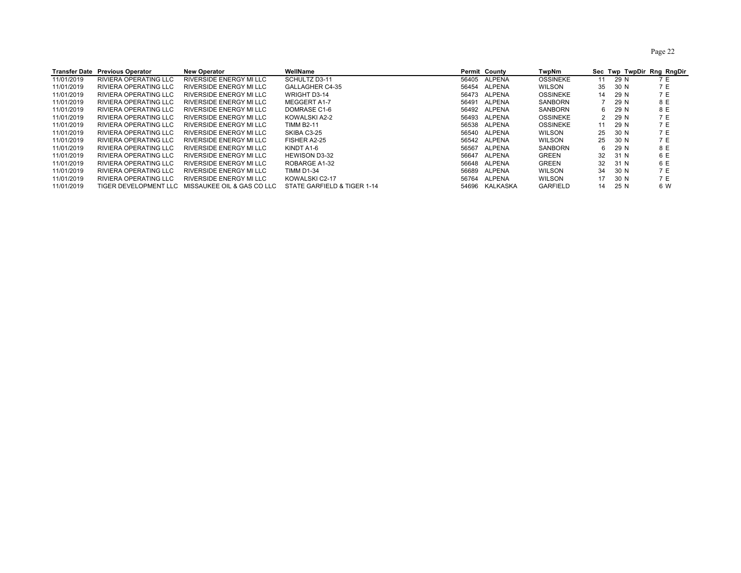| Transfer Date | Previous Operator | New Operator | WellName | Permit | County | TwpNm | Sec | Twp | TwpDir | Rng | RngDir |
|---|---|---|---|---|---|---|---|---|---|---|---|
| 11/01/2019 | RIVIERA OPERATING LLC | RIVERSIDE ENERGY MI LLC | SCHULTZ D3-11 | 56405 | ALPENA | OSSINEKE | 11 | 29 | N | 7 | E |
| 11/01/2019 | RIVIERA OPERATING LLC | RIVERSIDE ENERGY MI LLC | GALLAGHER C4-35 | 56454 | ALPENA | WILSON | 35 | 30 | N | 7 | E |
| 11/01/2019 | RIVIERA OPERATING LLC | RIVERSIDE ENERGY MI LLC | WRIGHT D3-14 | 56473 | ALPENA | OSSINEKE | 14 | 29 | N | 7 | E |
| 11/01/2019 | RIVIERA OPERATING LLC | RIVERSIDE ENERGY MI LLC | MEGGERT A1-7 | 56491 | ALPENA | SANBORN | 7 | 29 | N | 8 | E |
| 11/01/2019 | RIVIERA OPERATING LLC | RIVERSIDE ENERGY MI LLC | DOMRASE C1-6 | 56492 | ALPENA | SANBORN | 6 | 29 | N | 8 | E |
| 11/01/2019 | RIVIERA OPERATING LLC | RIVERSIDE ENERGY MI LLC | KOWALSKI A2-2 | 56493 | ALPENA | OSSINEKE | 2 | 29 | N | 7 | E |
| 11/01/2019 | RIVIERA OPERATING LLC | RIVERSIDE ENERGY MI LLC | TIMM B2-11 | 56538 | ALPENA | OSSINEKE | 11 | 29 | N | 7 | E |
| 11/01/2019 | RIVIERA OPERATING LLC | RIVERSIDE ENERGY MI LLC | SKIBA C3-25 | 56540 | ALPENA | WILSON | 25 | 30 | N | 7 | E |
| 11/01/2019 | RIVIERA OPERATING LLC | RIVERSIDE ENERGY MI LLC | FISHER A2-25 | 56542 | ALPENA | WILSON | 25 | 30 | N | 7 | E |
| 11/01/2019 | RIVIERA OPERATING LLC | RIVERSIDE ENERGY MI LLC | KINDT A1-6 | 56567 | ALPENA | SANBORN | 6 | 29 | N | 8 | E |
| 11/01/2019 | RIVIERA OPERATING LLC | RIVERSIDE ENERGY MI LLC | HEWISON D3-32 | 56647 | ALPENA | GREEN | 32 | 31 | N | 6 | E |
| 11/01/2019 | RIVIERA OPERATING LLC | RIVERSIDE ENERGY MI LLC | ROBARGE A1-32 | 56648 | ALPENA | GREEN | 32 | 31 | N | 6 | E |
| 11/01/2019 | RIVIERA OPERATING LLC | RIVERSIDE ENERGY MI LLC | TIMM D1-34 | 56689 | ALPENA | WILSON | 34 | 30 | N | 7 | E |
| 11/01/2019 | RIVIERA OPERATING LLC | RIVERSIDE ENERGY MI LLC | KOWALSKI C2-17 | 56764 | ALPENA | WILSON | 17 | 30 | N | 7 | E |
| 11/01/2019 | TIGER DEVELOPMENT LLC | MISSAUKEE OIL & GAS CO LLC | STATE GARFIELD & TIGER 1-14 | 54696 | KALKASKA | GARFIELD | 14 | 25 | N | 6 | W |